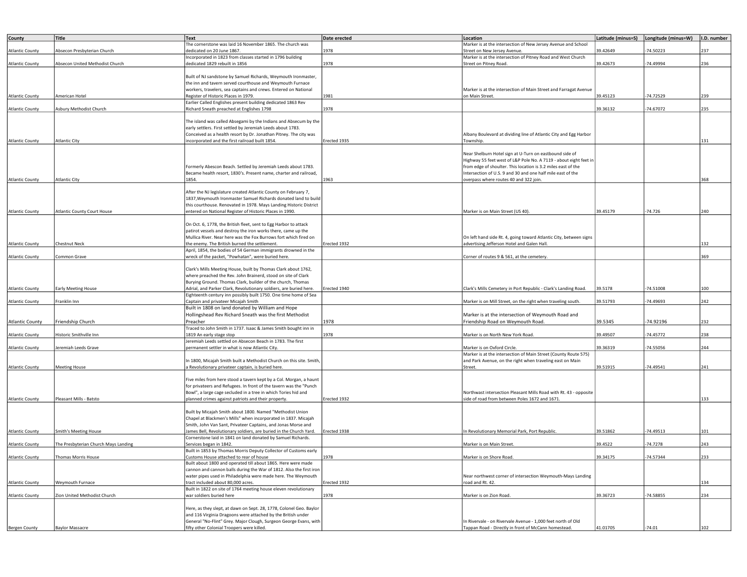| County | Title | Text | Date erected | Location | Latitude (minus=S) | Longitude (minus=W) | I.D. number |
|---|---|---|---|---|---|---|---|
| Atlantic County | Absecon Presbyterian Church | The cornerstone was laid 16 November 1865. The church was dedicated on 20 June 1867. | 1978 | Marker is at the intersection of New Jersey Avenue and School Street on New Jersey Avenue. | 39.42649 | -74.50223 | 237 |
| Atlantic County | Absecon United Methodist Church | Incorporated in 1823 from classes started in 1796 building dedicated 1829 rebuilt in 1856 | 1978 | Marker is at the intersection of Pitney Road and West Church Street on Pitney Road. | 39.42673 | -74.49994 | 236 |
| Atlantic County | American Hotel | Built of NJ sandstone by Samuel Richards, Weymouth Ironmaster, the inn and tavern served courthouse and Weymouth Furnace workers, travelers, sea captains and crews. Entered on National Register of Historic Places in 1979. | 1981 | Marker is at the intersection of Main Street and Farragat Avenue on Main Street. | 39.45123 | -74.72529 | 239 |
| Atlantic County | Asbury Methodist Church | Earlier Called Englishes present building dedicated 1863 Rev Richard Sneath preached at Englishes 1798 | 1978 | | 39.36132 | -74.67072 | 235 |
| Atlantic County | Atlantic City | The island was called Absegami by the Indians and Absecum by the early settlers. First settled by Jeremiah Leeds about 1783. Conceived as a health resort by Dr. Jonathan Pitney. The city was incorporated and the first railroad built 1854. | Erected 1935 | Albany Boulevard at dividing line of Atlantic City and Egg Harbor Township. | | | 131 |
| Atlantic County | Atlantic City | Formerly Abescon Beach. Settled by Jeremiah Leeds about 1783. Became health resort, 1830's. Present name, charter and railroad, 1854. | 1963 | Near Shelburn Hotel sign at U-Turn on eastbound side of Highway 55 feet west of L&P Pole No. A 7119 - about eight feet in from edge of shoulter. This location is 3.2 miles east of the Intersection of U.S. 9 and 30 and one half mile east of the overpass where routes 40 and 322 join. | | | 368 |
| Atlantic County | Atlantic County Court House | After the NJ legislature created Atlantic County on February 7, 1837,Weymouth Ironmaster Samuel Richards donated land to build this courthouse. Renovated in 1978. Mays Landing Historic District entered on National Register of Historic Places in 1990. | | Marker is on Main Street (US 40). | 39.45179 | -74.726 | 240 |
| Atlantic County | Chestnut Neck | On Oct. 6, 1778, the British fleet, sent to Egg Harbor to attack patirot vessels and destroy the iron works there, came up the Mullica River. Near here was the Fox Burrows fort which fired on the enemy. The British burned the settlement. | Erected 1932 | On left hand side Rt. 4, going toward Atlantic City, between signs advertising Jefferson Hotel and Galen Hall. | | | 132 |
| Atlantic County | Common Grave | April, 1854, the bodies of 54 German immigrants drowned in the wreck of the packet, "Powhatan", were buried here. | | Corner of routes 9 & 561, at the cemetery. | | | 369 |
| Atlantic County | Early Meeting House | Clark's Mills Meeting House, built by Thomas Clark about 1762, where preached the Rev. John Brainerd, stood on site of Clark Burying Ground. Thomas Clark, builder of the church, Thomas Adrial, and Parker Clark, Revolutionary soldiers, are buried here. | Erected 1940 | Clark's Mills Cemetery in Port Republic - Clark's Landing Road. | 39.5178 | -74.51008 | 100 |
| Atlantic County | Franklin Inn | Eighteenth century inn possibly built 1750. One time home of Sea Captain and privateer Micajah Smith | | Marker is on Mill Street, on the right when traveling south. | 39.51793 | -74.49693 | 242 |
| Atlantic County | Friendship Church | Built in 1808 on land donated by William and Hope Hollingshead Rev Richard Sneath was the first Methodist Preacher | 1978 | Marker is at the intersection of Weymouth Road and Friendship Road on Weymouth Road. | 39.5345 | -74.92196 | 232 |
| Atlantic County | Historic Smithville Inn | Traced to John Smith in 1737. Isaac & James Smith bought inn in 1819 An early stage stop | 1978 | Marker is on North New York Road. | 39.49507 | -74.45772 | 238 |
| Atlantic County | Jeremiah Leeds Grave | Jeremiah Leeds settled on Absecon Beach in 1783. The first permanent settler in what is now Atlantic City. | | Marker is on Oxford Circle. | 39.36319 | -74.55056 | 244 |
| Atlantic County | Meeting House | In 1800, Micajah Smith built a Methodist Church on this site. Smith, a Revolutionary privateer captain, is buried here. | | Marker is at the intersection of Main Street (County Route 575) and Park Avenue, on the right when traveling east on Main Street. | 39.51915 | -74.49541 | 241 |
| Atlantic County | Pleasant Mills - Batsto | Five miles from here stood a tavern kept by a Col. Morgan, a haunt for privateers and Refugees. In front of the tavern was the "Punch Bowl", a large cage secluded in a tree in which Tories hid and planned crimes against patriots and their property. | Erected 1932 | Northwast intersection Pleasant Mills Road with Rt. 43 - opposite side of road from between Poles 1672 and 1671. | | | 133 |
| Atlantic County | Smith's Meeting House | Built by Micajah Smith about 1800. Named "Methodist Union Chapel at Blackmen's Mills" when incorporated in 1837. Micajah Smith, John Van Sant, Privateer Captains, and Jonas Morse and James Bell, Revolutionary soldiers, are buried in the Church Yard. | Erected 1938 | In Revolutionary Memorial Park, Port Republic. | 39.51862 | -74.49513 | 101 |
| Atlantic County | The Presbyterian Church Mays Landing | Cornerstone laid in 1841 on land donated by Samuel Richards. Services began in 1842. | | Marker is on Main Street. | 39.4522 | -74.7278 | 243 |
| Atlantic County | Thomas Morris House | Built in 1853 by Thomas Morris Deputy Collector of Customs early Customs House attached to rear of house | 1978 | Marker is on Shore Road. | 39.34175 | -74.57344 | 233 |
| Atlantic County | Weymouth Furnace | Built about 1800 and operated till about 1865. Here were made cannon and cannon balls during the War of 1812. Also the first iron water pipes used in Philadelphia were made here. The Weymouth tract included about 80,000 acres. | Erected 1932 | Near northwest corner of intersection Weymouth-Mays Landing road and Rt. 42. | | | 134 |
| Atlantic County | Zion United Methodist Church | Built in 1822 on site of 1764 meeting house eleven revolutionary war soldiers buried here | 1978 | Marker is on Zion Road. | 39.36723 | -74.58855 | 234 |
| Bergen County | Baylor Massacre | Here, as they slept, at dawn on Sept. 28, 1778, Colonel Geo. Baylor and 116 Virginia Dragoons were attached by the British under General "No-Flint" Grey. Major Clough, Surgeon George Evans, with fifty other Colonial Troopers were killed. | | In Rivervale - on Rivervale Avenue - 1,000 feet north of Old Tappan Road - Directly in front of McCann homestead. | 41.01705 | -74.01 | 102 |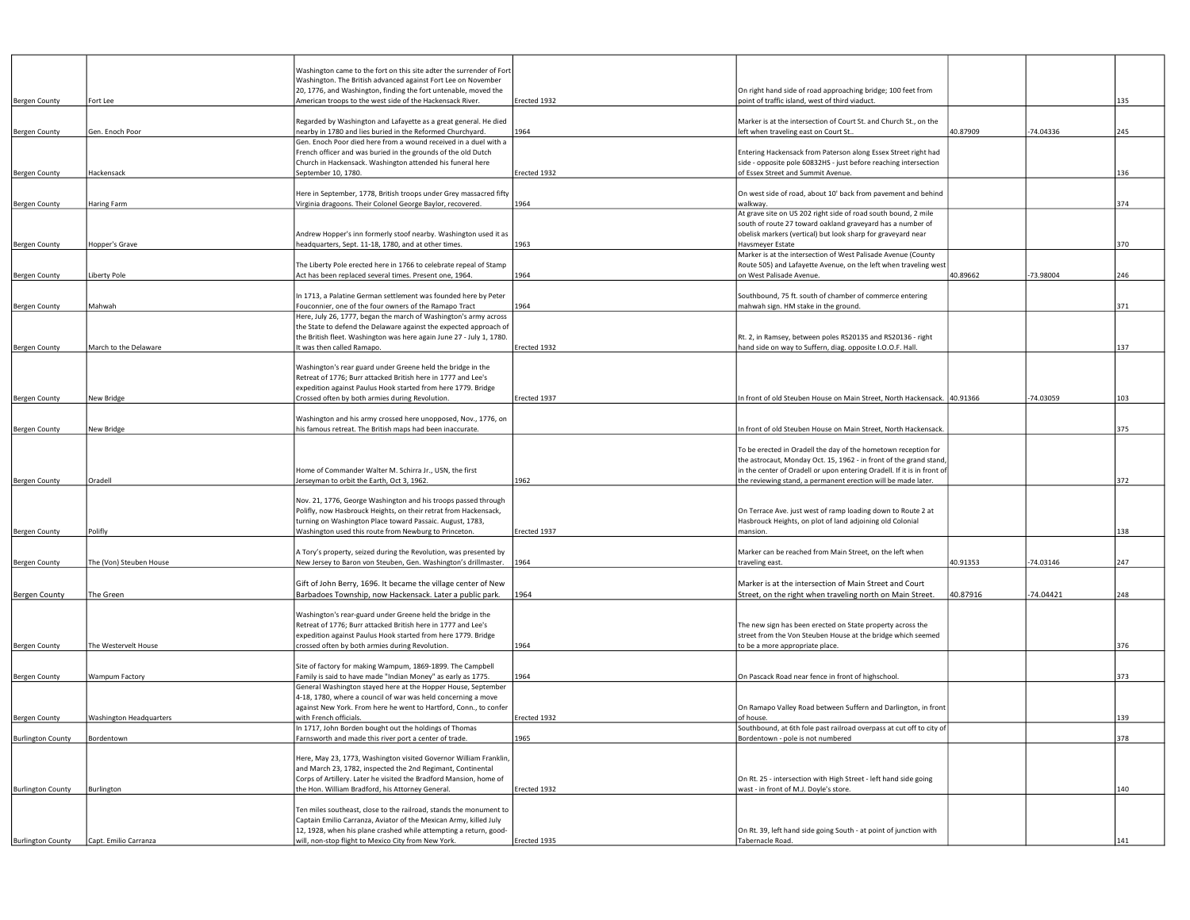| | | | | | | | |
|---|---|---|---|---|---|---|---|
| Bergen County | Fort Lee | Washington came to the fort on this site adter the surrender of Fort Washington. The British advanced against Fort Lee on November 20, 1776, and Washington, finding the fort untenable, moved the American troops to the west side of the Hackensack River. | Erected 1932 | On right hand side of road approaching bridge; 100 feet from point of traffic island, west of third viaduct. | | | 135 |
| Bergen County | Gen. Enoch Poor | Regarded by Washington and Lafayette as a great general. He died nearby in 1780 and lies buried in the Reformed Churchyard. | 1964 | Marker is at the intersection of Court St. and Church St., on the left when traveling east on Court St.. | 40.87909 | -74.04336 | 245 |
| Bergen County | Hackensack | Gen. Enoch Poor died here from a wound received in a duel with a French officer and was buried in the grounds of the old Dutch Church in Hackensack. Washington attended his funeral here September 10, 1780. | Erected 1932 | Entering Hackensack from Paterson along Essex Street right had side - opposite pole 60832HS - just before reaching intersection of Essex Street and Summit Avenue. | | | 136 |
| Bergen County | Haring Farm | Here in September, 1778, British troops under Grey massacred fifty Virginia dragoons. Their Colonel George Baylor, recovered. | 1964 | On west side of road, about 10' back from pavement and behind walkway. | | | 374 |
| Bergen County | Hopper's Grave | Andrew Hopper's inn formerly stoof nearby. Washington used it as headquarters, Sept. 11-18, 1780, and at other times. | 1963 | At grave site on US 202 right side of road south bound, 2 mile south of route 27 toward oakland graveyard has a number of obelisk markers (vertical) but look sharp for graveyard near Havsmeyer Estate | | | 370 |
| Bergen County | Liberty Pole | The Liberty Pole erected here in 1766 to celebrate repeal of Stamp Act has been replaced several times. Present one, 1964. | 1964 | Marker is at the intersection of West Palisade Avenue (County Route 505) and Lafayette Avenue, on the left when traveling west on West Palisade Avenue. | 40.89662 | -73.98004 | 246 |
| Bergen County | Mahwah | In 1713, a Palatine German settlement was founded here by Peter Fouconnier, one of the four owners of the Ramapo Tract | 1964 | Southbound, 75 ft. south of chamber of commerce entering mahwah sign. HM stake in the ground. | | | 371 |
| Bergen County | March to the Delaware | Here, July 26, 1777, began the march of Washington's army across the State to defend the Delaware against the expected approach of the British fleet. Washington was here again June 27 - July 1, 1780. It was then called Ramapo. | Erected 1932 | Rt. 2, in Ramsey, between poles RS20135 and RS20136 - right hand side on way to Suffern, diag. opposite I.O.O.F. Hall. | | | 137 |
| Bergen County | New Bridge | Washington's rear guard under Greene held the bridge in the Retreat of 1776; Burr attacked British here in 1777 and Lee's expedition against Paulus Hook started from here 1779. Bridge Crossed often by both armies during Revolution. | Erected 1937 | In front of old Steuben House on Main Street, North Hackensack. | 40.91366 | -74.03059 | 103 |
| Bergen County | New Bridge | Washington and his army crossed here unopposed, Nov., 1776, on his famous retreat. The British maps had been inaccurate. | | In front of old Steuben House on Main Street, North Hackensack. | | | 375 |
| Bergen County | Oradell | Home of Commander Walter M. Schirra Jr., USN, the first Jerseyman to orbit the Earth, Oct 3, 1962. | 1962 | To be erected in Oradell the day of the hometown reception for the astrocaut, Monday Oct. 15, 1962 - in front of the grand stand, in the center of Oradell or upon entering Oradell. If it is in front of the reviewing stand, a permanent erection will be made later. | | | 372 |
| Bergen County | Polifly | Nov. 21, 1776, George Washington and his troops passed through Polifly, now Hasbrouck Heights, on their retrat from Hackensack, turning on Washington Place toward Passaic. August, 1783, Washington used this route from Newburg to Princeton. | Erected 1937 | On Terrace Ave. just west of ramp loading down to Route 2 at Hasbrouck Heights, on plot of land adjoining old Colonial mansion. | | | 138 |
| Bergen County | The (Von) Steuben House | A Tory's property, seized during the Revolution, was presented by New Jersey to Baron von Steuben, Gen. Washington's drillmaster. | 1964 | Marker can be reached from Main Street, on the left when traveling east. | 40.91353 | -74.03146 | 247 |
| Bergen County | The Green | Gift of John Berry, 1696. It became the village center of New Barbadoes Township, now Hackensack. Later a public park. | 1964 | Marker is at the intersection of Main Street and Court Street, on the right when traveling north on Main Street. | 40.87916 | -74.04421 | 248 |
| Bergen County | The Westervelt House | Washington's rear-guard under Greene held the bridge in the Retreat of 1776; Burr attacked British here in 1777 and Lee's expedition against Paulus Hook started from here 1779. Bridge crossed often by both armies during Revolution. | 1964 | The new sign has been erected on State property across the street from the Von Steuben House at the bridge which seemed to be a more appropriate place. | | | 376 |
| Bergen County | Wampum Factory | Site of factory for making Wampum, 1869-1899. The Campbell Family is said to have made "Indian Money" as early as 1775. | 1964 | On Pascack Road near fence in front of highschool. | | | 373 |
| Bergen County | Washington Headquarters | General Washington stayed here at the Hopper House, September 4-18, 1780, where a council of war was held concerning a move against New York. From here he went to Hartford, Conn., to confer with French officials. | Erected 1932 | On Ramapo Valley Road between Suffern and Darlington, in front of house. | | | 139 |
| Burlington County | Bordentown | In 1717, John Borden bought out the holdings of Thomas Farnsworth and made this river port a center of trade. | 1965 | Southbound, at 6th fole past railroad overpass at cut off to city of Bordentown - pole is not numbered | | | 378 |
| Burlington County | Burlington | Here, May 23, 1773, Washington visited Governor William Franklin, and March 23, 1782, inspected the 2nd Regimant, Continental Corps of Artillery. Later he visited the Bradford Mansion, home of the Hon. William Bradford, his Attorney General. | Erected 1932 | On Rt. 25 - intersection with High Street - left hand side going wast - in front of M.J. Doyle's store. | | | 140 |
| Burlington County | Capt. Emilio Carranza | Ten miles southeast, close to the railroad, stands the monument to Captain Emilio Carranza, Aviator of the Mexican Army, killed July 12, 1928, when his plane crashed while attempting a return, good-will, non-stop flight to Mexico City from New York. | Erected 1935 | On Rt. 39, left hand side going South - at point of junction with Tabernacle Road. | | | 141 |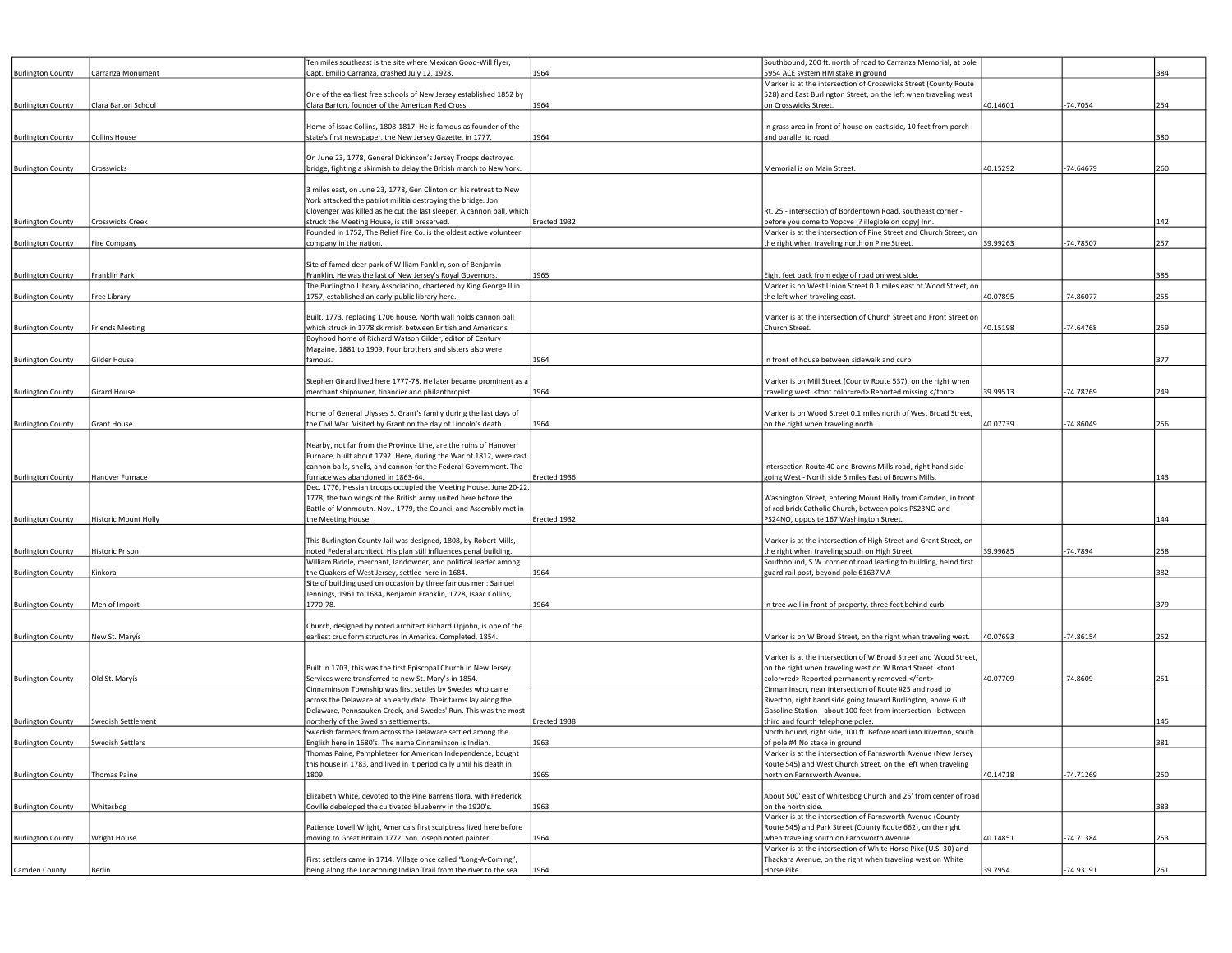| | | | | | | | |
|---|---|---|---|---|---|---|---|
| Burlington County | Carranza Monument | Ten miles southeast is the site where Mexican Good-Will flyer, Capt. Emilio Carranza, crashed July 12, 1928. | 1964 | Southbound, 200 ft. north of road to Carranza Memorial, at pole 5954 ACE system HM stake in ground | | | 384 |
| Burlington County | Clara Barton School | One of the earliest free schools of New Jersey established 1852 by Clara Barton, founder of the American Red Cross. | 1964 | Marker is at the intersection of Crosswicks Street (County Route 528) and East Burlington Street, on the left when traveling west on Crosswicks Street. | 40.14601 | -74.7054 | 254 |
| Burlington County | Collins House | Home of Issac Collins, 1808-1817. He is famous as founder of the state's first newspaper, the New Jersey Gazette, in 1777. | 1964 | In grass area in front of house on east side, 10 feet from porch and parallel to road | | | 380 |
| Burlington County | Crosswicks | On June 23, 1778, General Dickinson's Jersey Troops destroyed bridge, fighting a skirmish to delay the British march to New York. | | Memorial is on Main Street. | 40.15292 | -74.64679 | 260 |
| Burlington County | Crosswicks Creek | 3 miles east, on June 23, 1778, Gen Clinton on his retreat to New York attacked the patriot militia destroying the bridge. Jon Clovenger was killed as he cut the last sleeper. A cannon ball, which struck the Meeting House, is still preserved. | Erected 1932 | Rt. 25 - intersection of Bordentown Road, southeast corner - before you come to Yopcye [? illegible on copy] Inn. | | | 142 |
| Burlington County | Fire Company | Founded in 1752, The Relief Fire Co. is the oldest active volunteer company in the nation. | | Marker is at the intersection of Pine Street and Church Street, on the right when traveling north on Pine Street. | 39.99263 | -74.78507 | 257 |
| Burlington County | Franklin Park | Site of famed deer park of William Fanklin, son of Benjamin Franklin. He was the last of New Jersey's Royal Governors. | 1965 | Eight feet back from edge of road on west side. | | | 385 |
| Burlington County | Free Library | The Burlington Library Association, chartered by King George II in 1757, established an early public library here. | | Marker is on West Union Street 0.1 miles east of Wood Street, on the left when traveling east. | 40.07895 | -74.86077 | 255 |
| Burlington County | Friends Meeting | Built, 1773, replacing 1706 house. North wall holds cannon ball which struck in 1778 skirmish between British and Americans | | Marker is at the intersection of Church Street and Front Street on Church Street. | 40.15198 | -74.64768 | 259 |
| Burlington County | Gilder House | Boyhood home of Richard Watson Gilder, editor of Century Magaine, 1881 to 1909. Four brothers and sisters also were famous. | 1964 | In front of house between sidewalk and curb | | | 377 |
| Burlington County | Girard House | Stephen Girard lived here 1777-78. He later became prominent as a merchant shipowner, financier and philanthropist. | 1964 | Marker is on Mill Street (County Route 537), on the right when traveling west. <font color=red> Reported missing.</font> | 39.99513 | -74.78269 | 249 |
| Burlington County | Grant House | Home of General Ulysses S. Grant's family during the last days of the Civil War. Visited by Grant on the day of Lincoln's death. | 1964 | Marker is on Wood Street 0.1 miles north of West Broad Street, on the right when traveling north. | 40.07739 | -74.86049 | 256 |
| Burlington County | Hanover Furnace | Nearby, not far from the Province Line, are the ruins of Hanover Furnace, built about 1792. Here, during the War of 1812, were cast cannon balls, shells, and cannon for the Federal Government. The furnace was abandoned in 1863-64. | Erected 1936 | Intersection Route 40 and Browns Mills road, right hand side going West - North side 5 miles East of Browns Mills. | | | 143 |
| Burlington County | Historic Mount Holly | Dec. 1776, Hessian troops occupied the Meeting House. June 20-22, 1778, the two wings of the British army united here before the Battle of Monmouth. Nov., 1779, the Council and Assembly met in the Meeting House. | Erected 1932 | Washington Street, entering Mount Holly from Camden, in front of red brick Catholic Church, between poles PS23NO and PS24NO, opposite 167 Washington Street. | | | 144 |
| Burlington County | Historic Prison | This Burlington County Jail was designed, 1808, by Robert Mills, noted Federal architect. His plan still influences penal building. | | Marker is at the intersection of High Street and Grant Street, on the right when traveling south on High Street. | 39.99685 | -74.7894 | 258 |
| Burlington County | Kinkora | William Biddle, merchant, landowner, and political leader among the Quakers of West Jersey, settled here in 1684. | 1964 | Southbound, S.W. corner of road leading to building, heind first guard rail post, beyond pole 61637MA | | | 382 |
| Burlington County | Men of Import | Site of building used on occasion by three famous men: Samuel Jennings, 1961 to 1684, Benjamin Franklin, 1728, Isaac Collins, 1770-78. | 1964 | In tree well in front of property, three feet behind curb | | | 379 |
| Burlington County | New St. Maryis | Church, designed by noted architect Richard Upjohn, is one of the earliest cruciform structures in America. Completed, 1854. | | Marker is on W Broad Street, on the right when traveling west. | 40.07693 | -74.86154 | 252 |
| Burlington County | Old St. Maryis | Built in 1703, this was the first Episcopal Church in New Jersey. Services were transferred to new St. Mary's in 1854. | | Marker is at the intersection of W Broad Street and Wood Street, on the right when traveling west on W Broad Street. <font color=red> Reported permanently removed.</font> | 40.07709 | -74.8609 | 251 |
| Burlington County | Swedish Settlement | Cinnaminson Township was first settles by Swedes who came across the Delaware at an early date. Their farms lay along the Delaware, Pennsauken Creek, and Swedes' Run. This was the most northerly of the Swedish settlements. | Erected 1938 | Cinnaminson, near intersection of Route #25 and road to Riverton, right hand side going toward Burlington, above Gulf Gasoline Station - about 100 feet from intersection - between third and fourth telephone poles. | | | 145 |
| Burlington County | Swedish Settlers | Swedish farmers from across the Delaware settled among the English here in 1680's. The name Cinnaminson is Indian. | 1963 | North bound, right side, 100 ft. Before road into Riverton, south of pole #4 No stake in ground | | | 381 |
| Burlington County | Thomas Paine | Thomas Paine, Pamphleteer for American Independence, bought this house in 1783, and lived in it periodically until his death in 1809. | 1965 | Marker is at the intersection of Farnsworth Avenue (New Jersey Route 545) and West Church Street, on the left when traveling north on Farnsworth Avenue. | 40.14718 | -74.71269 | 250 |
| Burlington County | Whitesbog | Elizabeth White, devoted to the Pine Barrens flora, with Frederick Coville debeloped the cultivated blueberry in the 1920's. | 1963 | About 500' east of Whitesbog Church and 25' from center of road on the north side. | | | 383 |
| Burlington County | Wright House | Patience Lovell Wright, America's first sculptress lived here before moving to Great Britain 1772. Son Joseph noted painter. | 1964 | Marker is at the intersection of Farnsworth Avenue (County Route 545) and Park Street (County Route 662), on the right when traveling south on Farnsworth Avenue. | 40.14851 | -74.71384 | 253 |
| Camden County | Berlin | First settlers came in 1714. Village once called "Long-A-Coming", being along the Lonaconing Indian Trail from the river to the sea. | 1964 | Marker is at the intersection of White Horse Pike (U.S. 30) and Thackara Avenue, on the right when traveling west on White Horse Pike. | 39.7954 | -74.93191 | 261 |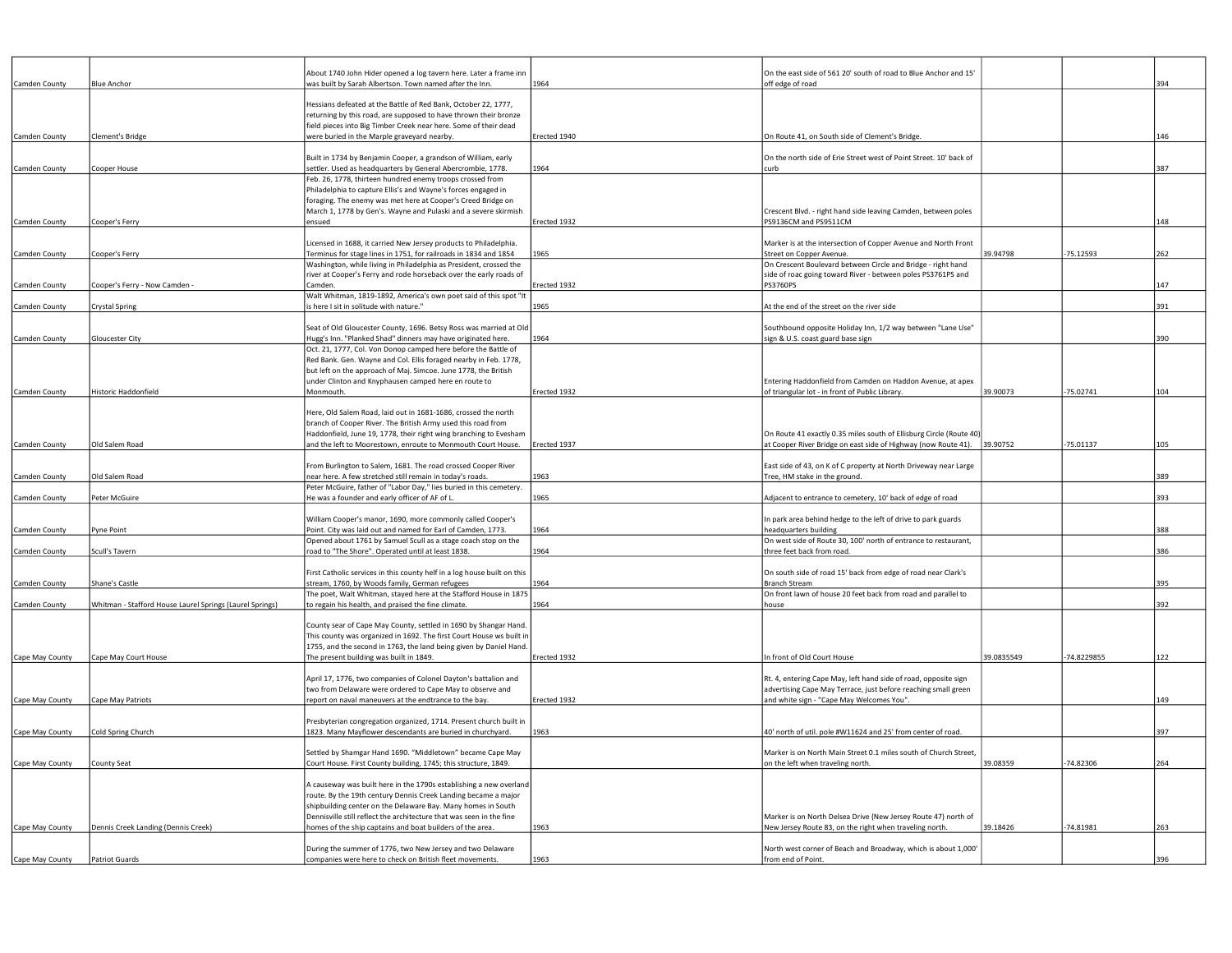| | | | | | | | |
|---|---|---|---|---|---|---|---|
| Camden County | Blue Anchor | About 1740 John Hider opened a log tavern here. Later a frame inn was built by Sarah Albertson. Town named after the Inn. | 1964 | On the east side of 561 20' south of road to Blue Anchor and 15' off edge of road | | | 394 |
| Camden County | Clement's Bridge | Hessians defeated at the Battle of Red Bank, October 22, 1777, returning by this road, are supposed to have thrown their bronze field pieces into Big Timber Creek near here. Some of their dead were buried in the Marple graveyard nearby. | Erected 1940 | On Route 41, on South side of Clement's Bridge. | | | 146 |
| Camden County | Cooper House | Built in 1734 by Benjamin Cooper, a grandson of William, early settler. Used as headquarters by General Abercrombie, 1778. | 1964 | On the north side of Erie Street west of Point Street. 10' back of curb | | | 387 |
| Camden County | Cooper's Ferry | Feb. 26, 1778, thirteen hundred enemy troops crossed from Philadelphia to capture Ellis's and Wayne's forces engaged in foraging. The enemy was met here at Cooper's Creed Bridge on March 1, 1778 by Gen's. Wayne and Pulaski and a severe skirmish ensued | Erected 1932 | Crescent Blvd. - right hand side leaving Camden, between poles PS9136CM and PS9511CM | | | 148 |
| Camden County | Cooper's Ferry | Licensed in 1688, it carried New Jersey products to Philadelphia. Terminus for stage lines in 1751, for railroads in 1834 and 1854 | 1965 | Marker is at the intersection of Copper Avenue and North Front Street on Copper Avenue. | 39.94798 | -75.12593 | 262 |
| Camden County | Cooper's Ferry - Now Camden - | Washington, while living in Philadelphia as President, crossed the river at Cooper's Ferry and rode horseback over the early roads of Camden. | Erected 1932 | On Crescent Boulevard between Circle and Bridge - right hand side of roac going toward River - between poles PS3761PS and PS3760PS | | | 147 |
| Camden County | Crystal Spring | Walt Whitman, 1819-1892, America's own poet said of this spot "It is here I sit in solitude with nature." | 1965 | At the end of the street on the river side | | | 391 |
| Camden County | Gloucester City | Seat of Old Gloucester County, 1696. Betsy Ross was married at Old Hugg's Inn. "Planked Shad" dinners may have originated here. | 1964 | Southbound opposite Holiday Inn, 1/2 way between "Lane Use" sign & U.S. coast guard base sign | | | 390 |
| Camden County | Historic Haddonfield | Oct. 21, 1777, Col. Von Donop camped here before the Battle of Red Bank. Gen. Wayne and Col. Ellis foraged nearby in Feb. 1778, but left on the approach of Maj. Simcoe. June 1778, the British under Clinton and Knyphausen camped here en route to Monmouth. | Erected 1932 | Entering Haddonfield from Camden on Haddon Avenue, at apex of triangular lot - in front of Public Library. | 39.90073 | -75.02741 | 104 |
| Camden County | Old Salem Road | Here, Old Salem Road, laid out in 1681-1686, crossed the north branch of Cooper River. The British Army used this road from Haddonfield, June 19, 1778, their right wing branching to Evesham and the left to Moorestown, enroute to Monmouth Court House. | Erected 1937 | On Route 41 exactly 0.35 miles south of Ellisburg Circle (Route 40) at Cooper River Bridge on east side of Highway (now Route 41). | 39.90752 | -75.01137 | 105 |
| Camden County | Old Salem Road | From Burlington to Salem, 1681. The road crossed Cooper River near here. A few stretched still remain in today's roads. | 1963 | East side of 43, on K of C property at North Driveway near Large Tree, HM stake in the ground. | | | 389 |
| Camden County | Peter McGuire | Peter McGuire, father of "Labor Day," lies buried in this cemetery. He was a founder and early officer of AF of L. | 1965 | Adjacent to entrance to cemetery, 10' back of edge of road | | | 393 |
| Camden County | Pyne Point | William Cooper's manor, 1690, more commonly called Cooper's Point. City was laid out and named for Earl of Camden, 1773. | 1964 | In park area behind hedge to the left of drive to park guards headquarters building | | | 388 |
| Camden County | Scull's Tavern | Opened about 1761 by Samuel Scull as a stage coach stop on the road to "The Shore". Operated until at least 1838. | 1964 | On west side of Route 30, 100' north of entrance to restaurant, three feet back from road. | | | 386 |
| Camden County | Shane's Castle | First Catholic services in this county helf in a log house built on this stream, 1760, by Woods family, German refugees | 1964 | On south side of road 15' back from edge of road near Clark's Branch Stream | | | 395 |
| Camden County | Whitman - Stafford House Laurel Springs (Laurel Springs) | The poet, Walt Whitman, stayed here at the Stafford House in 1875 to regain his health, and praised the fine climate. | 1964 | On front lawn of house 20 feet back from road and parallel to house | | | 392 |
| Cape May County | Cape May Court House | County sear of Cape May County, settled in 1690 by Shangar Hand. This county was organized in 1692. The first Court House ws built in 1755, and the second in 1763, the land being given by Daniel Hand. The present building was built in 1849. | Erected 1932 | In front of Old Court House | 39.0835549 | -74.8229855 | 122 |
| Cape May County | Cape May Patriots | April 17, 1776, two companies of Colonel Dayton's battalion and two from Delaware were ordered to Cape May to observe and report on naval maneuvers at the endtrance to the bay. | Erected 1932 | Rt. 4, entering Cape May, left hand side of road, opposite sign advertising Cape May Terrace, just before reaching small green and white sign - "Cape May Welcomes You". | | | 149 |
| Cape May County | Cold Spring Church | Presbyterian congregation organized, 1714. Present church built in 1823. Many Mayflower descendants are buried in churchyard. | 1963 | 40' north of util. pole #W11624 and 25' from center of road. | | | 397 |
| Cape May County | County Seat | Settled by Shamgar Hand 1690. "Middletown" became Cape May Court House. First County building, 1745; this structure, 1849. | | Marker is on North Main Street 0.1 miles south of Church Street, on the left when traveling north. | 39.08359 | -74.82306 | 264 |
| Cape May County | Dennis Creek Landing (Dennis Creek) | A causeway was built here in the 1790s establishing a new overland route. By the 19th century Dennis Creek Landing became a major shipbuilding center on the Delaware Bay. Many homes in South Dennisville still reflect the architecture that was seen in the fine homes of the ship captains and boat builders of the area. | 1963 | Marker is on North Delsea Drive (New Jersey Route 47) north of New Jersey Route 83, on the right when traveling north. | 39.18426 | -74.81981 | 263 |
| Cape May County | Patriot Guards | During the summer of 1776, two New Jersey and two Delaware companies were here to check on British fleet movements. | 1963 | North west corner of Beach and Broadway, which is about 1,000' from end of Point. | | | 396 |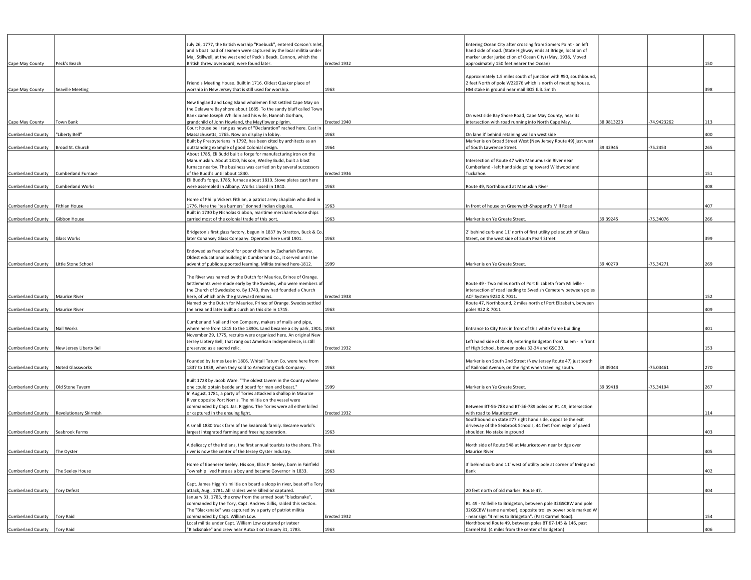| | | | | | | | |
|---|---|---|---|---|---|---|---|
| Cape May County | Peck's Beach | July 26, 1777, the British warship "Roebuck", entered Corson's Inlet, and a boat load of seamen were captured by the local militia under Maj. Stillwell, at the west end of Peck's Beach. Cannon, which the British threw overboard, were found later. | Erected 1932 | Entering Ocean City after crossing from Somers Point - on left hand side of road. (State Highway ends at Bridge, location of marker under jurisdiction of Ocean City) (May, 1938, Moved approximately 150 feet nearer the Ocean) | | | 150 |
| Cape May County | Seaville Meeting | Friend's Meeting House. Built in 1716. Oldest Quaker place of worship in New Jersey that is still used for worship. | 1963 | Approximately 1.5 miles south of junction with #50, southbound, 2 feet North of pole W22076 which is north of meeting house. HM stake in ground near mail BOS E.B. Smith | | | 398 |
| Cape May County | Town Bank | New England and Long Island whalemen first settled Cape May on the Delaware Bay shore about 1685. To the sandy bluff called Town Bank came Joseph Whilldin and his wife, Hannah Gorham, grandchild of John Howland, the Mayflower pilgrim. | Erected 1940 | On west side Bay Shore Road, Cape May County, near its intersection with road running into North Cape May. | 38.9813223 | -74.9423262 | 113 |
| Cumberland County | "Liberty Bell" | Court house bell rang as news of "Declaration" rached here. Cast in Massachusetts, 1765. Now on display in lobby. | 1963 | On lane 3' behind retaining wall on west side | | | 400 |
| Cumberland County | Broad St. Church | Built by Presbyterians in 1792, has been cited by architects as an outstanding example of good Colonial design. | 1964 | Marker is on Broad Street West (New Jersey Route 49) just west of South Lawrence Street. | 39.42945 | -75.2453 | 265 |
| Cumberland County | Cumberland Furnace | About 1785, Eli Budd built a forge for manufacturing iron on the Manumuskin. About 1810, his son, Wesley Budd, built a blast furnace nearby. The business was carried on by several successors of the Budd's until about 1840. | Erected 1936 | Intersection of Route 47 with Manumuskin River near Cumberland - left hand side going toward Wildwood and Tuckahoe. | | | 151 |
| Cumberland County | Cumberland Works | Eli Budd's forge, 1785; furnace about 1810. Stove plates cast here were assembled in Albany. Works closed in 1840. | 1963 | Route 49, Northbound at Manuskin River | | | 408 |
| Cumberland County | Fithian House | Home of Philip Vickers Fithian, a patriot army chaplain who died in 1776. Here the "tea burners" donned Indian disguise. | 1963 | In front of house on Greenwich-Shappard's Mill Road | | | 407 |
| Cumberland County | Gibbon House | Built in 1730 by Nicholas Gibbon, maritime merchant whose ships carried most of the colonial trade of this port. | 1963 | Marker is on Ye Greate Street. | 39.39245 | -75.34076 | 266 |
| Cumberland County | Glass Works | Bridgeton's first glass factory, begun in 1837 by Stratton, Buck & Co. later Cohansey Glass Company. Operated here until 1901. | 1963 | 2' behind curb and 11' north of first utility pole south of Glass Street, on the west side of South Pearl Street. | | | 399 |
| Cumberland County | Little Stone School | Endowed as free school for poor children by Zachariah Barrow. Oldest educational building in Cumberland Co., it served until the advent of public supported learning. Militia trained here-1812. | 1999 | Marker is on Ye Greate Street. | 39.40279 | -75.34271 | 269 |
| Cumberland County | Maurice River | The River was named by the Dutch for Maurice, Brince of Orange. Settlements were made early by the Swedes, who were members of the Church of Swedesboro. By 1743, they had founded a Church here, of which only the graveyard remains. | Erected 1938 | Route 49 - Two miles north of Port Elizabeth from Millville - intersection of road leading to Swedish Cemetery between poles ACF System 9220 & 7011. | | | 152 |
| Cumberland County | Maurice River | Named by the Dutch for Maurice, Prince of Orange. Swedes settled the area and later built a curch on this site in 1745. | 1963 | Route 47, Northbound, 2 miles north of Port Elizabeth, between poles 922 & 7011 | | | 409 |
| Cumberland County | Nail Works | Cumberland Nail and Iron Company, makers of mails and pipe, where here from 1815 to the 1890s. Land became a city park, 1901. | 1963 | Entrance to City Park in front of this white frame building | | | 401 |
| Cumberland County | New Jersey Liberty Bell | November 29, 1775, recruits were organized here. An original New Jersey Libtery Bell, that rang out American Independence, is still preserved as a sacred relic. | Erected 1932 | Left hand side of Rt. 49, entering Bridgeton from Salem - in front of High School, between poles 32-34 and GSC 30. | | | 153 |
| Cumberland County | Noted Glassworks | Founded by James Lee in 1806. Whitall Tatum Co. were here from 1837 to 1938, when they sold to Armstrong Cork Company. | 1963 | Marker is on South 2nd Street (New Jersey Route 47) just south of Railroad Avenue, on the right when traveling south. | 39.39044 | -75.03461 | 270 |
| Cumberland County | Old Stone Tavern | Built 1728 by Jacob Ware. "The oldest tavern in the County where one could obtain bedde and board for man and beast." | 1999 | Marker is on Ye Greate Street. | 39.39418 | -75.34194 | 267 |
| Cumberland County | Revolutionary Skirmish | In August, 1781, a party of Tories attacked a shallop in Maurice River opposite Port Norris. The militia on the vessel were commanded by Capt. Jas. Riggins. The Tories were either killed or captured in the ensuing fight. | Erected 1932 | Between BT-56-788 and BT-56-789 poles on Rt. 49, intersection with road to Mauricetown. | | | 114 |
| Cumberland County | Seabrook Farms | A small 1880 truck farm of the Seabrook family. Became world's largest integrated farming and freezing operation. | 1963 | Southbound on state #77 right hand side, opposite the exit driveway of the Seabrook Schools, 44 feet from edge of paved shoulder. No stake in ground | | | 403 |
| Cumberland County | The Oyster | A delicacy of the Indians, the first annual tourists to the shore. This river is now the center of the Jersey Oyster Industry. | 1963 | North side of Route 548 at Mauricetown near bridge over Maurice River | | | 405 |
| Cumberland County | The Seeley House | Home of Ebenezer Seeley. His son, Elias P. Seeley, born in Fairfield Township lived here as a boy and became Governor in 1833. | 1963 | 3' behind curb and 11' west of utility pole at corner of Irving and Bank | | | 402 |
| Cumberland County | Tory Defeat | Capt. James Higgin's militia on board a sloop in river, beat off a Tory attack, Aug., 1781. All raiders were killed or captured. | 1963 | 20 feet north of old marker. Route 47. | | | 404 |
| Cumberland County | Tory Raid | January 31, 1783, the crew from the armed boat "blacksnake", commanded by the Tory, Capt. Andrew Gillis, raided this section. The "Blacksnake" was captured by a party of patriot militia commanded by Capt. William Low. | Erected 1932 | Rt. 49 - Millville to Bridgeton, between pole 32GSCBW and pole 32GSCBW (same number), opposite trolley power pole marked W - near sign "4 miles to Bridgeton". (Past Carmel Road). | | | 154 |
| Cumberland County | Tory Raid | Local militia under Capt. William Low captured privateer "Blacksnake" and crew near Autuxit on January 31, 1783. | 1963 | Northbound Route 49, between poles BT 67-145 & 146, past Carmel Rd. (4 miles from the center of Bridgeton) | | | 406 |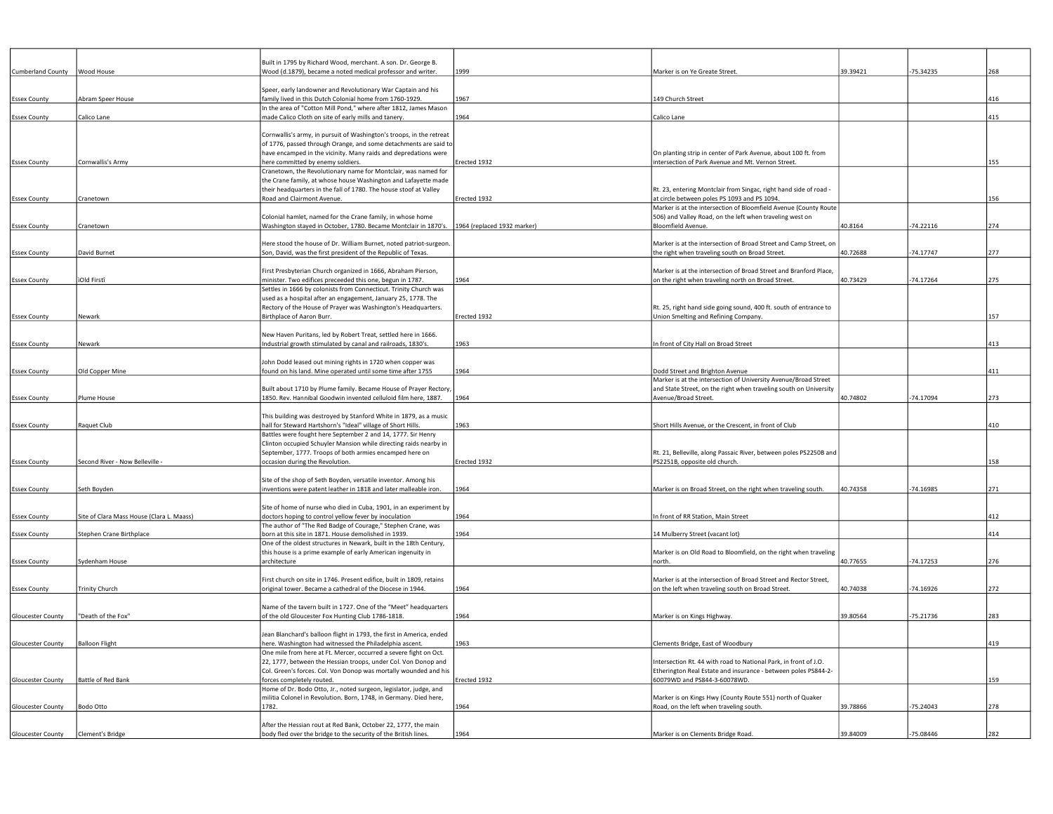| | | | | | | | |
|---|---|---|---|---|---|---|---|
| Cumberland County | Wood House | Built in 1795 by Richard Wood, merchant. A son. Dr. George B. Wood (d.1879), became a noted medical professor and writer. | 1999 | Marker is on Ye Greate Street. | 39.39421 | -75.34235 | 268 |
| Essex County | Abram Speer House | Speer, early landowner and Revolutionary War Captain and his family lived in this Dutch Colonial home from 1760-1929. | 1967 | 149 Church Street | | | 416 |
| Essex County | Calico Lane | In the area of "Cotton Mill Pond," where after 1812, James Mason made Calico Cloth on site of early mills and tanery. | 1964 | Calico Lane | | | 415 |
| Essex County | Cornwallis's Army | Cornwallis's army, in pursuit of Washington's troops, in the retreat of 1776, passed through Orange, and some detachments are said to have encamped in the vicinity. Many raids and depredations were here committed by enemy soldiers. | Erected 1932 | On planting strip in center of Park Avenue, about 100 ft. from intersection of Park Avenue and Mt. Vernon Street. | | | 155 |
| Essex County | Cranetown | Cranetown, the Revolutionary name for Montclair, was named for the Crane family, at whose house Washington and Lafayette made their headquarters in the fall of 1780. The house stoof at Valley Road and Clairmont Avenue. | Erected 1932 | Rt. 23, entering Montclair from Singac, right hand side of road - at circle between poles PS 1093 and PS 1094. | | | 156 |
| Essex County | Cranetown | Colonial hamlet, named for the Crane family, in whose home Washington stayed in October, 1780. Became Montclair in 1870's. | 1964 (replaced 1932 marker) | Marker is at the intersection of Bloomfield Avenue (County Route 506) and Valley Road, on the left when traveling west on Bloomfield Avenue. | 40.8164 | -74.22116 | 274 |
| Essex County | David Burnet | Here stood the house of Dr. William Burnet, noted patriot-surgeon. Son, David, was the first president of the Republic of Texas. | | Marker is at the intersection of Broad Street and Camp Street, on the right when traveling south on Broad Street. | 40.72688 | -74.17747 | 277 |
| Essex County | ìOld Firstî | First Presbyterian Church organized in 1666, Abraham Pierson, minister. Two edifices preceeded this one, begun in 1787. | 1964 | Marker is at the intersection of Broad Street and Branford Place, on the right when traveling north on Broad Street. | 40.73429 | -74.17264 | 275 |
| Essex County | Newark | Settles in 1666 by colonists from Connecticut. Trinity Church was used as a hospital after an engagement, January 25, 1778. The Rectory of the House of Prayer was Washington's Headquarters. Birthplace of Aaron Burr. | Erected 1932 | Rt. 25, right hand side going sound, 400 ft. south of entrance to Union Smelting and Refining Company. | | | 157 |
| Essex County | Newark | New Haven Puritans, led by Robert Treat, settled here in 1666. Industrial growth stimulated by canal and railroads, 1830's. | 1963 | In front of City Hall on Broad Street | | | 413 |
| Essex County | Old Copper Mine | John Dodd leased out mining rights in 1720 when copper was found on his land. Mine operated until some time after 1755 | 1964 | Dodd Street and Brighton Avenue | | | 411 |
| Essex County | Plume House | Built about 1710 by Plume family. Became House of Prayer Rectory, 1850. Rev. Hannibal Goodwin invented celluloid film here, 1887. | 1964 | Marker is at the intersection of University Avenue/Broad Street and State Street, on the right when traveling south on University Avenue/Broad Street. | 40.74802 | -74.17094 | 273 |
| Essex County | Raquet Club | This building was destroyed by Stanford White in 1879, as a music hall for Steward Hartshorn's "Ideal" village of Short Hills. | 1963 | Short Hills Avenue, or the Crescent, in front of Club | | | 410 |
| Essex County | Second River - Now Belleville - | Battles were fought here September 2 and 14, 1777. Sir Henry Clinton occupied Schuyler Mansion while directing raids nearby in September, 1777. Troops of both armies encamped here on occasion during the Revolution. | Erected 1932 | Rt. 21, Belleville, along Passaic River, between poles PS2250B and PS2251B, opposite old church. | | | 158 |
| Essex County | Seth Boyden | Site of the shop of Seth Boyden, versatile inventor. Among his inventions were patent leather in 1818 and later malleable iron. | 1964 | Marker is on Broad Street, on the right when traveling south. | 40.74358 | -74.16985 | 271 |
| Essex County | Site of Clara Mass House (Clara L. Maass) | Site of home of nurse who died in Cuba, 1901, in an experiment by doctors hoping to control yellow fever by inoculation | 1964 | In front of RR Station, Main Street | | | 412 |
| Essex County | Stephen Crane Birthplace | The author of "The Red Badge of Courage," Stephen Crane, was born at this site in 1871. House demolished in 1939. | 1964 | 14 Mulberry Street (vacant lot) | | | 414 |
| Essex County | Sydenham House | One of the oldest structures in Newark, built in the 18th Century, this house is a prime example of early American ingenuity in architecture | | Marker is on Old Road to Bloomfield, on the right when traveling north. | 40.77655 | -74.17253 | 276 |
| Essex County | Trinity Church | First church on site in 1746. Present edifice, built in 1809, retains original tower. Became a cathedral of the Diocese in 1944. | 1964 | Marker is at the intersection of Broad Street and Rector Street, on the left when traveling south on Broad Street. | 40.74038 | -74.16926 | 272 |
| Gloucester County | "Death of the Fox" | Name of the tavern built in 1727. One of the "Meet" headquarters of the old Gloucester Fox Hunting Club 1786-1818. | 1964 | Marker is on Kings Highway. | 39.80564 | -75.21736 | 283 |
| Gloucester County | Balloon Flight | Jean Blanchard's balloon flight in 1793, the first in America, ended here. Washington had witnessed the Philadelphia ascent. | 1963 | Clements Bridge, East of Woodbury | | | 419 |
| Gloucester County | Battle of Red Bank | One mile from here at Ft. Mercer, occurred a severe fight on Oct. 22, 1777, between the Hessian troops, under Col. Von Donop and Col. Green's forces. Col. Von Donop was mortally wounded and his forces completely routed. | Erected 1932 | Intersection Rt. 44 with road to National Park, in front of J.O. Etherington Real Estate and insurance - between poles PS844-2-60079WD and PS844-3-60078WD. | | | 159 |
| Gloucester County | Bodo Otto | Home of Dr. Bodo Otto, Jr., noted surgeon, legislator, judge, and militia Colonel in Revolution. Born, 1748, in Germany. Died here, 1782. | 1964 | Marker is on Kings Hwy (County Route 551) north of Quaker Road, on the left when traveling south. | 39.78866 | -75.24043 | 278 |
| Gloucester County | Clement's Bridge | After the Hessian rout at Red Bank, October 22, 1777, the main body fled over the bridge to the security of the British lines. | 1964 | Marker is on Clements Bridge Road. | 39.84009 | -75.08446 | 282 |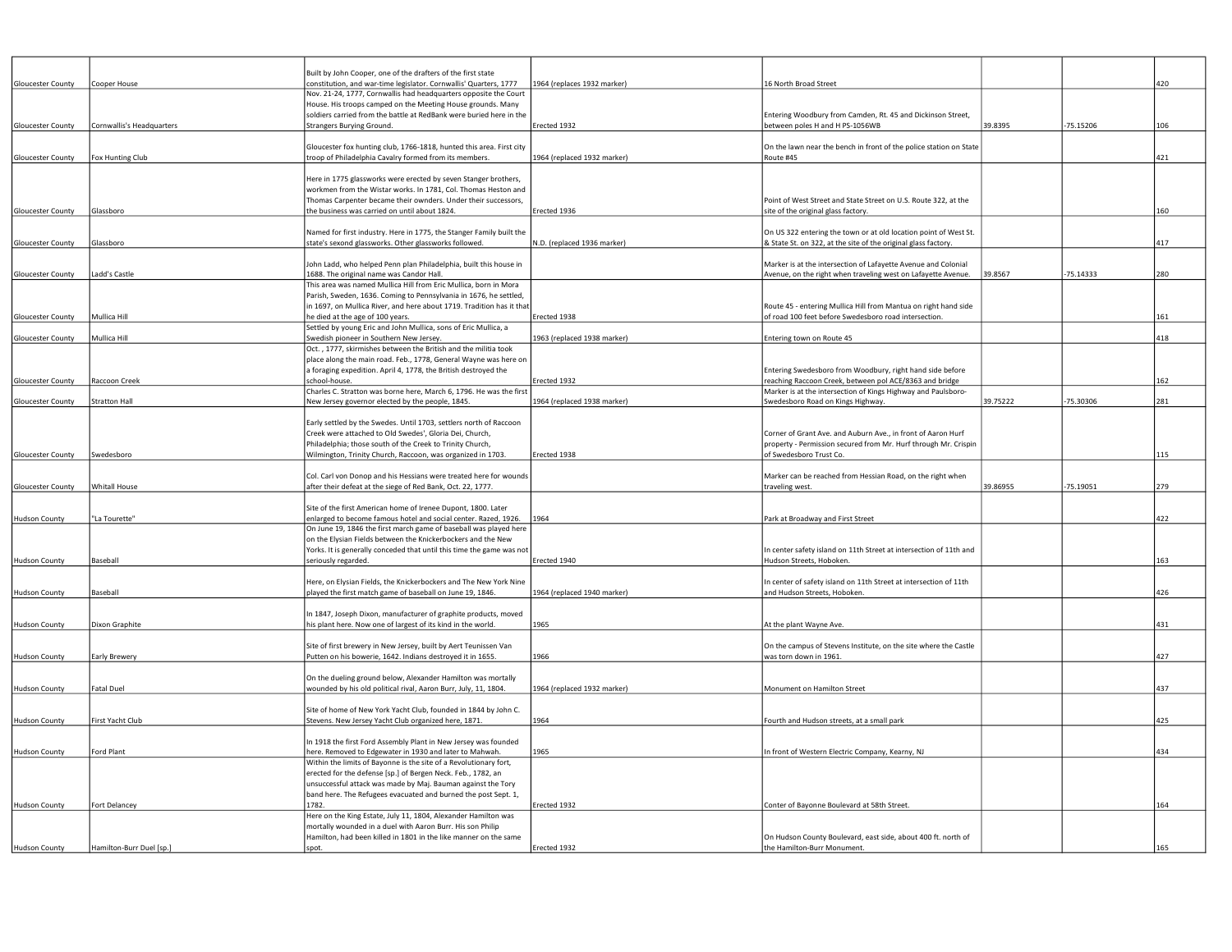| | | | | | | | |
|---|---|---|---|---|---|---|---|
| Gloucester County | Cooper House | Built by John Cooper, one of the drafters of the first state constitution, and war-time legislator. Cornwallis' Quarters, 1777 | 1964 (replaces 1932 marker) | 16 North Broad Street | | | 420 |
| Gloucester County | Cornwallis's Headquarters | Nov. 21-24, 1777, Cornwallis had headquarters opposite the Court House. His troops camped on the Meeting House grounds. Many soldiers carried from the battle at RedBank were buried here in the Strangers Burying Ground. | Erected 1932 | Entering Woodbury from Camden, Rt. 45 and Dickinson Street, between poles H and H PS-1056WB | 39.8395 | -75.15206 | 106 |
| Gloucester County | Fox Hunting Club | Gloucester fox hunting club, 1766-1818, hunted this area. First city troop of Philadelphia Cavalry formed from its members. | 1964 (replaced 1932 marker) | On the lawn near the bench in front of the police station on State Route #45 | | | 421 |
| Gloucester County | Glassboro | Here in 1775 glassworks were erected by seven Stanger brothers, workmen from the Wistar works. In 1781, Col. Thomas Heston and Thomas Carpenter became their ownders. Under their successors, the business was carried on until about 1824. | Erected 1936 | Point of West Street and State Street on U.S. Route 322, at the site of the original glass factory. | | | 160 |
| Gloucester County | Glassboro | Named for first industry. Here in 1775, the Stanger Family built the state's sexond glassworks. Other glassworks followed. | N.D. (replaced 1936 marker) | On US 322 entering the town or at old location point of West St. & State St. on 322, at the site of the original glass factory. | | | 417 |
| Gloucester County | Ladd's Castle | John Ladd, who helped Penn plan Philadelphia, built this house in 1688. The original name was Candor Hall. | | Marker is at the intersection of Lafayette Avenue and Colonial Avenue, on the right when traveling west on Lafayette Avenue. | 39.8567 | -75.14333 | 280 |
| Gloucester County | Mullica Hill | This area was named Mullica Hill from Eric Mullica, born in Mora Parish, Sweden, 1636. Coming to Pennsylvania in 1676, he settled, in 1697, on Mullica River, and here about 1719. Tradition has it that he died at the age of 100 years. | Erected 1938 | Route 45 - entering Mullica Hill from Mantua on right hand side of road 100 feet before Swedesboro road intersection. | | | 161 |
| Gloucester County | Mullica Hill | Settled by young Eric and John Mullica, sons of Eric Mullica, a Swedish pioneer in Southern New Jersey. | 1963 (replaced 1938 marker) | Entering town on Route 45 | | | 418 |
| Gloucester County | Raccoon Creek | Oct. , 1777, skirmishes between the British and the militia took place along the main road. Feb., 1778, General Wayne was here on a foraging expedition. April 4, 1778, the British destroyed the school-house. | Erected 1932 | Entering Swedesboro from Woodbury, right hand side before reaching Raccoon Creek, between pol ACE/8363 and bridge | | | 162 |
| Gloucester County | Stratton Hall | Charles C. Stratton was borne here, March 6, 1796. He was the first New Jersey governor elected by the people, 1845. | 1964 (replaced 1938 marker) | Marker is at the intersection of Kings Highway and Paulsboro-Swedesboro Road on Kings Highway. | 39.75222 | -75.30306 | 281 |
| Gloucester County | Swedesboro | Early settled by the Swedes. Until 1703, settlers north of Raccoon Creek were attached to Old Swedes', Gloria Dei, Church, Philadelphia; those south of the Creek to Trinity Church, Wilmington, Trinity Church, Raccoon, was organized in 1703. | Erected 1938 | Corner of Grant Ave. and Auburn Ave., in front of Aaron Hurf property - Permission secured from Mr. Hurf through Mr. Crispin of Swedesboro Trust Co. | | | 115 |
| Gloucester County | Whitall House | Col. Carl von Donop and his Hessians were treated here for wounds after their defeat at the siege of Red Bank, Oct. 22, 1777. | | Marker can be reached from Hessian Road, on the right when traveling west. | 39.86955 | -75.19051 | 279 |
| Hudson County | "La Tourette" | Site of the first American home of Irenee Dupont, 1800. Later enlarged to become famous hotel and social center. Razed, 1926. | 1964 | Park at Broadway and First Street | | | 422 |
| Hudson County | Baseball | On June 19, 1846 the first march game of baseball was played here on the Elysian Fields between the Knickerbockers and the New Yorks. It is generally conceded that until this time the game was not seriously regarded. | Erected 1940 | In center safety island on 11th Street at intersection of 11th and Hudson Streets, Hoboken. | | | 163 |
| Hudson County | Baseball | Here, on Elysian Fields, the Knickerbockers and The New York Nine played the first match game of baseball on June 19, 1846. | 1964 (replaced 1940 marker) | In center of safety island on 11th Street at intersection of 11th and Hudson Streets, Hoboken. | | | 426 |
| Hudson County | Dixon Graphite | In 1847, Joseph Dixon, manufacturer of graphite products, moved his plant here. Now one of largest of its kind in the world. | 1965 | At the plant Wayne Ave. | | | 431 |
| Hudson County | Early Brewery | Site of first brewery in New Jersey, built by Aert Teunissen Van Putten on his bowerie, 1642. Indians destroyed it in 1655. | 1966 | On the campus of Stevens Institute, on the site where the Castle was torn down in 1961. | | | 427 |
| Hudson County | Fatal Duel | On the dueling ground below, Alexander Hamilton was mortally wounded by his old political rival, Aaron Burr, July, 11, 1804. | 1964 (replaced 1932 marker) | Monument on Hamilton Street | | | 437 |
| Hudson County | First Yacht Club | Site of home of New York Yacht Club, founded in 1844 by John C. Stevens. New Jersey Yacht Club organized here, 1871. | 1964 | Fourth and Hudson streets, at a small park | | | 425 |
| Hudson County | Ford Plant | In 1918 the first Ford Assembly Plant in New Jersey was founded here. Removed to Edgewater in 1930 and later to Mahwah. | 1965 | In front of Western Electric Company, Kearny, NJ | | | 434 |
| Hudson County | Fort Delancey | Within the limits of Bayonne is the site of a Revolutionary fort, erected for the defense [sp.] of Bergen Neck. Feb., 1782, an unsuccessful attack was made by Maj. Bauman against the Tory band here. The Refugees evacuated and burned the post Sept. 1, 1782. | Erected 1932 | Conter of Bayonne Boulevard at 58th Street. | | | 164 |
| Hudson County | Hamilton-Burr Duel [sp.] | Here on the King Estate, July 11, 1804, Alexander Hamilton was mortally wounded in a duel with Aaron Burr. His son Philip Hamilton, had been killed in 1801 in the like manner on the same spot. | Erected 1932 | On Hudson County Boulevard, east side, about 400 ft. north of the Hamilton-Burr Monument. | | | 165 |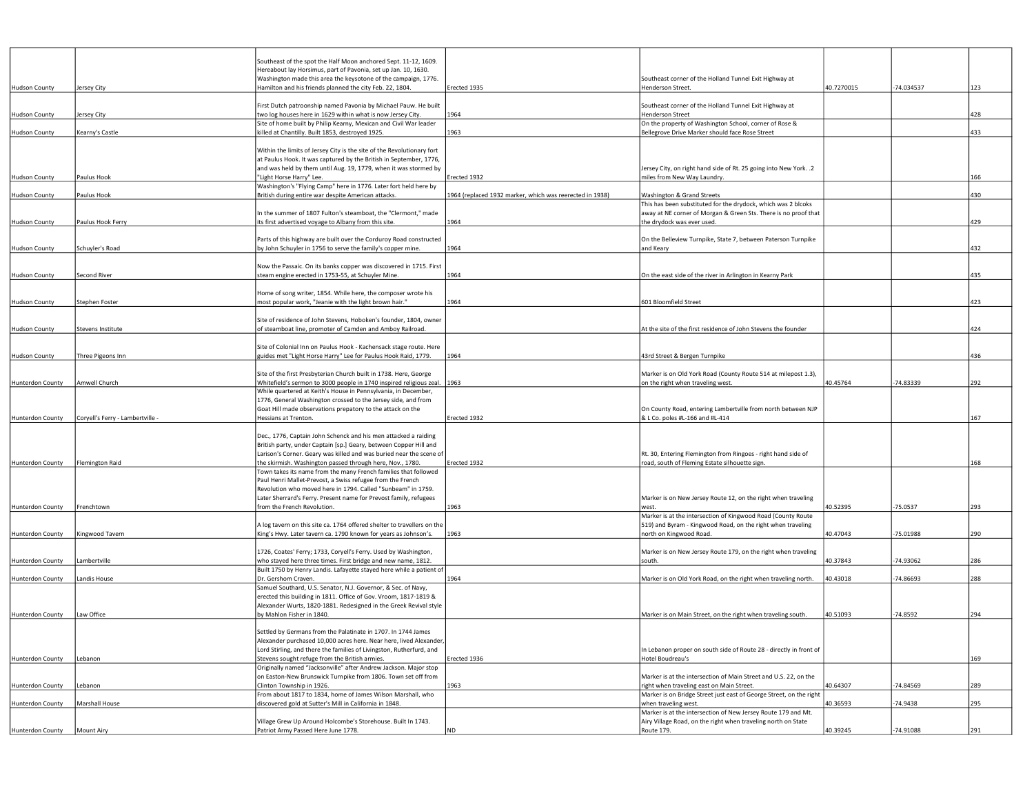| | | | | | | | |
|---|---|---|---|---|---|---|---|
| Hudson County | Jersey City | Southeast of the spot the Half Moon anchored Sept. 11-12, 1609. Hereabout lay Horsimus, part of Pavonia, set up Jan. 10, 1630. Washington made this area the keystone of the campaign, 1776. Hamilton and his friends planned the city Feb. 22, 1804. | Erected 1935 | Southeast corner of the Holland Tunnel Exit Highway at Henderson Street. | 40.7270015 | -74.034537 | 123 |
| Hudson County | Jersey City | First Dutch patroonship named Pavonia by Michael Pauw. He built two log houses here in 1629 within what is now Jersey City. | 1964 | Southeast corner of the Holland Tunnel Exit Highway at Henderson Street | | | 428 |
| Hudson County | Kearny's Castle | Site of home built by Philip Kearny, Mexican and Civil War leader killed at Chantilly. Built 1853, destroyed 1925. | 1963 | On the property of Washington School, corner of Rose & Bellegrove Drive Marker should face Rose Street | | | 433 |
| Hudson County | Paulus Hook | Within the limits of Jersey City is the site of the Revolutionary fort at Paulus Hook. It was captured by the British in September, 1776, and was held by them until Aug. 19, 1779, when it was stormed by "Light Horse Harry" Lee. | Erected 1932 | Jersey City, on right hand side of Rt. 25 going into New York. .2 miles from New Way Laundry. | | | 166 |
| Hudson County | Paulus Hook | Washington's "Flying Camp" here in 1776. Later fort held here by British during entire war despite American attacks. | 1964 (replaced 1932 marker, which was reerected in 1938) | Washington & Grand Streets | | | 430 |
| Hudson County | Paulus Hook Ferry | In the summer of 1807 Fulton's steamboat, the "Clermont," made its first advertised voyage to Albany from this site. | 1964 | This has been substituted for the drydock, which was 2 blcoks away at NE corner of Morgan & Green Sts. There is no proof that the drydock was ever used. | | | 429 |
| Hudson County | Schuyler's Road | Parts of this highway are built over the Corduroy Road constructed by John Schuyler in 1756 to serve the family's copper mine. | 1964 | On the Belleview Turnpike, State 7, between Paterson Turnpike and Keary | | | 432 |
| Hudson County | Second River | Now the Passaic. On its banks copper was discovered in 1715. First steam engine erected in 1753-55, at Schuyler Mine. | 1964 | On the east side of the river in Arlington in Kearny Park | | | 435 |
| Hudson County | Stephen Foster | Home of song writer, 1854. While here, the composer wrote his most popular work, "Jeanie with the light brown hair." | 1964 | 601 Bloomfield Street | | | 423 |
| Hudson County | Stevens Institute | Site of residence of John Stevens, Hoboken's founder, 1804, owner of steamboat line, promoter of Camden and Amboy Railroad. | | At the site of the first residence of John Stevens the founder | | | 424 |
| Hudson County | Three Pigeons Inn | Site of Colonial Inn on Paulus Hook - Kachensack stage route. Here guides met "Light Horse Harry" Lee for Paulus Hook Raid, 1779. | 1964 | 43rd Street & Bergen Turnpike | | | 436 |
| Hunterdon County | Amwell Church | Site of the first Presbyterian Church built in 1738. Here, George Whitefield's sermon to 3000 people in 1740 inspired religious zeal. | 1963 | Marker is on Old York Road (County Route 514 at milepost 1.3), on the right when traveling west. | 40.45764 | -74.83339 | 292 |
| Hunterdon County | Coryell's Ferry - Lambertville - | While quartered at Keith's House in Pennsylvania, in December, 1776, General Washington crossed to the Jersey side, and from Goat Hill made observations prepatory to the attack on the Hessians at Trenton. | Erected 1932 | On County Road, entering Lambertville from north between NJP & L Co. poles #L-166 and #L-414 | | | 167 |
| Hunterdon County | Flemington Raid | Dec., 1776, Captain John Schenck and his men attacked a raiding British party, under Captain [sp.] Geary, between Copper Hill and Larison's Corner. Geary was killed and was buried near the scene of the skirmish. Washington passed through here, Nov., 1780. | Erected 1932 | Rt. 30, Entering Flemington from Ringoes - right hand side of road, south of Fleming Estate silhouette sign. | | | 168 |
| Hunterdon County | Frenchtown | Town takes its name from the many French families that followed Paul Henri Mallet-Prevost, a Swiss refugee from the French Revolution who moved here in 1794. Called "Sunbeam" in 1759. Later Sherrard's Ferry. Present name for Prevost family, refugees from the French Revolution. | 1963 | Marker is on New Jersey Route 12, on the right when traveling west. | 40.52395 | -75.0537 | 293 |
| Hunterdon County | Kingwood Tavern | A log tavern on this site ca. 1764 offered shelter to travellers on the King's Hwy. Later tavern ca. 1790 known for years as Johnson's. | 1963 | Marker is at the intersection of Kingwood Road (County Route 519) and Byram - Kingwood Road, on the right when traveling north on Kingwood Road. | 40.47043 | -75.01988 | 290 |
| Hunterdon County | Lambertville | 1726, Coates' Ferry; 1733, Coryell's Ferry. Used by Washington, who stayed here three times. First bridge and new name, 1812. | | Marker is on New Jersey Route 179, on the right when traveling south. | 40.37843 | -74.93062 | 286 |
| Hunterdon County | Landis House | Built 1750 by Henry Landis. Lafayette stayed here while a patient of Dr. Gershom Craven. | 1964 | Marker is on Old York Road, on the right when traveling north. | 40.43018 | -74.86693 | 288 |
| Hunterdon County | Law Office | Samuel Southard, U.S. Senator, N.J. Governor, & Sec. of Navy, erected this building in 1811. Office of Gov. Vroom, 1817-1819 & Alexander Wurts, 1820-1881. Redesigned in the Greek Revival style by Mahlon Fisher in 1840. | | Marker is on Main Street, on the right when traveling south. | 40.51093 | -74.8592 | 294 |
| Hunterdon County | Lebanon | Settled by Germans from the Palatinate in 1707. In 1744 James Alexander purchased 10,000 acres here. Near here, lived Alexander, Lord Stirling, and there the families of Livingston, Rutherfurd, and Stevens sought refuge from the British armies. | Erected 1936 | In Lebanon proper on south side of Route 28 - directly in front of Hotel Boudreau's | | | 169 |
| Hunterdon County | Lebanon | Originally named "Jacksonville" after Andrew Jackson. Major stop on Easton-New Brunswick Turnpike from 1806. Town set off from Clinton Township in 1926. | 1963 | Marker is at the intersection of Main Street and U.S. 22, on the right when traveling east on Main Street. | 40.64307 | -74.84569 | 289 |
| Hunterdon County | Marshall House | From about 1817 to 1834, home of James Wilson Marshall, who discovered gold at Sutter's Mill in California in 1848. | | Marker is on Bridge Street just east of George Street, on the right when traveling west. | 40.36593 | -74.9438 | 295 |
| Hunterdon County | Mount Airy | Village Grew Up Around Holcombe's Storehouse. Built In 1743. Patriot Army Passed Here June 1778. | ND | Marker is at the intersection of New Jersey Route 179 and Mt. Airy Village Road, on the right when traveling north on State Route 179. | 40.39245 | -74.91088 | 291 |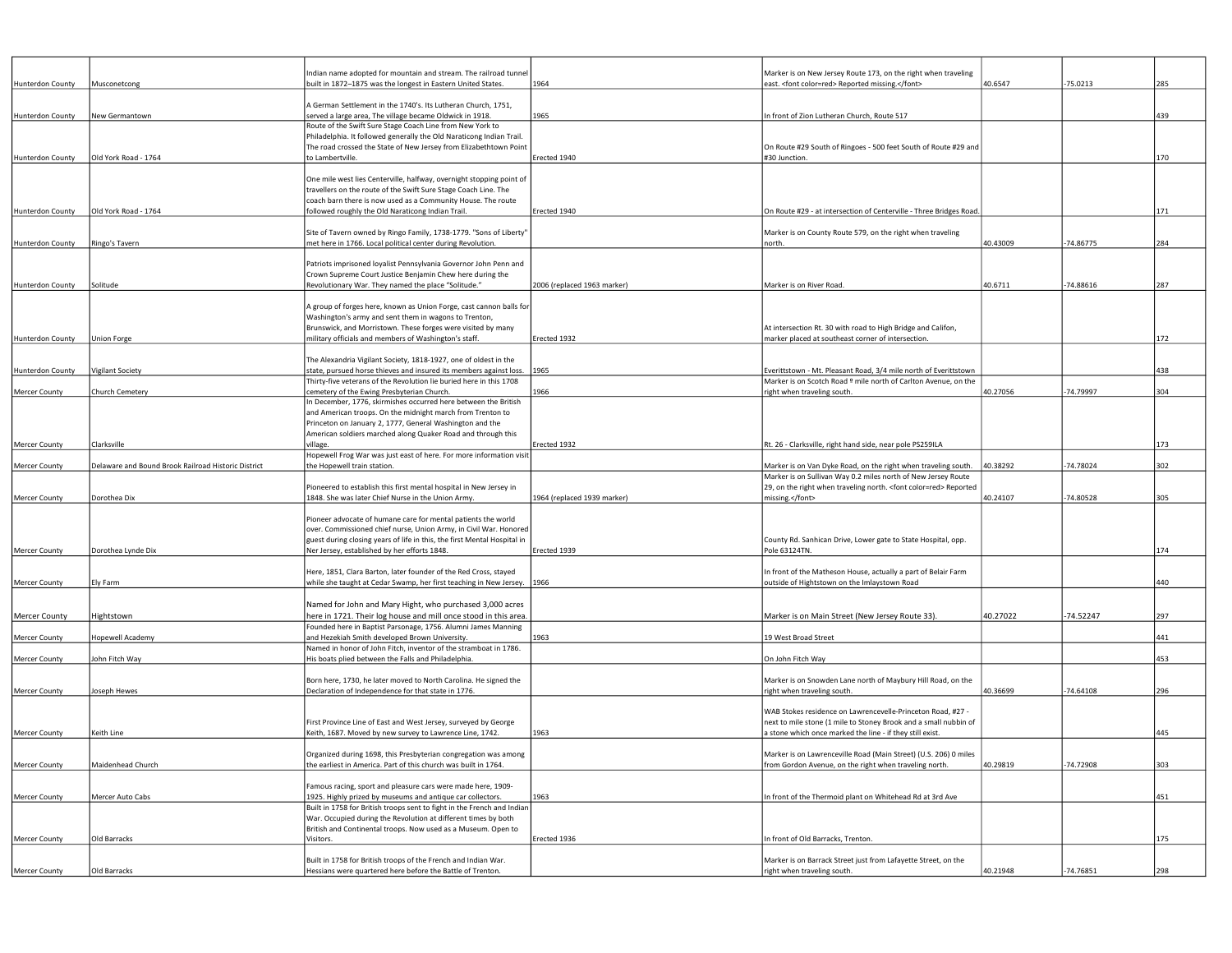| | | | | | | | |
|---|---|---|---|---|---|---|---|
| Hunterdon County | Musconetcong | Indian name adopted for mountain and stream. The railroad tunnel built in 1872–1875 was the longest in Eastern United States. | 1964 | Marker is on New Jersey Route 173, on the right when traveling east. <font color=red> Reported missing.</font> | 40.6547 | -75.0213 | 285 |
| Hunterdon County | New Germantown | A German Settlement in the 1740's. Its Lutheran Church, 1751, served a large area, The village became Oldwick in 1918. | 1965 | In front of Zion Lutheran Church, Route 517 | | | 439 |
| Hunterdon County | Old York Road - 1764 | Route of the Swift Sure Stage Coach Line from New York to Philadelphia. It followed generally the Old Naraticong Indian Trail. The road crossed the State of New Jersey from Elizabethtown Point to Lambertville. | Erected 1940 | On Route #29 South of Ringoes - 500 feet South of Route #29 and #30 Junction. | | | 170 |
| Hunterdon County | Old York Road - 1764 | One mile west lies Centerville, halfway, overnight stopping point of travellers on the route of the Swift Sure Stage Coach Line. The coach barn there is now used as a Community House. The route followed roughly the Old Naraticong Indian Trail. | Erected 1940 | On Route #29 - at intersection of Centerville - Three Bridges Road. | | | 171 |
| Hunterdon County | Ringo's Tavern | Site of Tavern owned by Ringo Family, 1738-1779. "Sons of Liberty" met here in 1766. Local political center during Revolution. | | Marker is on County Route 579, on the right when traveling north. | 40.43009 | -74.86775 | 284 |
| Hunterdon County | Solitude | Patriots imprisoned loyalist Pennsylvania Governor John Penn and Crown Supreme Court Justice Benjamin Chew here during the Revolutionary War. They named the place "Solitude." | 2006 (replaced 1963 marker) | Marker is on River Road. | 40.6711 | -74.88616 | 287 |
| Hunterdon County | Union Forge | A group of forges here, known as Union Forge, cast cannon balls for Washington's army and sent them in wagons to Trenton, Brunswick, and Morristown. These forges were visited by many military officials and members of Washington's staff. | Erected 1932 | At intersection Rt. 30 with road to High Bridge and Califon, marker placed at southeast corner of intersection. | | | 172 |
| Hunterdon County | Vigilant Society | The Alexandria Vigilant Society, 1818-1927, one of oldest in the state, pursued horse thieves and insured its members against loss. | 1965 | Everittstown - Mt. Pleasant Road, 3/4 mile north of Everittstown | | | 438 |
| Mercer County | Church Cemetery | Thirty-five veterans of the Revolution lie buried here in this 1708 cemetery of the Ewing Presbyterian Church. | 1966 | Marker is on Scotch Road º mile north of Carlton Avenue, on the right when traveling south. | 40.27056 | -74.79997 | 304 |
| Mercer County | Clarksville | In December, 1776, skirmishes occurred here between the British and American troops. On the midnight march from Trenton to Princeton on January 2, 1777, General Washington and the American soldiers marched along Quaker Road and through this village. | Erected 1932 | Rt. 26 - Clarksville, right hand side, near pole PS259ILA | | | 173 |
| Mercer County | Delaware and Bound Brook Railroad Historic District | Hopewell Frog War was just east of here. For more information visit the Hopewell train station. | | Marker is on Van Dyke Road, on the right when traveling south. | 40.38292 | -74.78024 | 302 |
| Mercer County | Dorothea Dix | Pioneered to establish this first mental hospital in New Jersey in 1848. She was later Chief Nurse in the Union Army. | 1964 (replaced 1939 marker) | Marker is on Sullivan Way 0.2 miles north of New Jersey Route 29, on the right when traveling north. <font color=red> Reported missing.</font> | 40.24107 | -74.80528 | 305 |
| Mercer County | Dorothea Lynde Dix | Pioneer advocate of humane care for mental patients the world over. Commissioned chief nurse, Union Army, in Civil War. Honored guest during closing years of life in this, the first Mental Hospital in Ner Jersey, established by her efforts 1848. | Erected 1939 | County Rd. Sanhican Drive, Lower gate to State Hospital, opp. Pole 63124TN. | | | 174 |
| Mercer County | Ely Farm | Here, 1851, Clara Barton, later founder of the Red Cross, stayed while she taught at Cedar Swamp, her first teaching in New Jersey. | 1966 | In front of the Matheson House, actually a part of Belair Farm outside of Hightstown on the Imlaystown Road | | | 440 |
| Mercer County | Hightstown | Named for John and Mary Hight, who purchased 3,000 acres here in 1721. Their log house and mill once stood in this area. | | Marker is on Main Street (New Jersey Route 33). | 40.27022 | -74.52247 | 297 |
| Mercer County | Hopewell Academy | Founded here in Baptist Parsonage, 1756. Alumni James Manning and Hezekiah Smith developed Brown University. | 1963 | 19 West Broad Street | | | 441 |
| Mercer County | John Fitch Way | Named in honor of John Fitch, inventor of the stramboat in 1786. His boats plied between the Falls and Philadelphia. | | On John Fitch Way | | | 453 |
| Mercer County | Joseph Hewes | Born here, 1730, he later moved to North Carolina. He signed the Declaration of Independence for that state in 1776. | | Marker is on Snowden Lane north of Maybury Hill Road, on the right when traveling south. | 40.36699 | -74.64108 | 296 |
| Mercer County | Keith Line | First Province Line of East and West Jersey, surveyed by George Keith, 1687. Moved by new survey to Lawrence Line, 1742. | 1963 | WAB Stokes residence on Lawrencevelle-Princeton Road, #27 - next to mile stone (1 mile to Stoney Brook and a small nubbin of a stone which once marked the line - if they still exist. | | | 445 |
| Mercer County | Maidenhead Church | Organized during 1698, this Presbyterian congregation was among the earliest in America. Part of this church was built in 1764. | | Marker is on Lawrenceville Road (Main Street) (U.S. 206) 0 miles from Gordon Avenue, on the right when traveling north. | 40.29819 | -74.72908 | 303 |
| Mercer County | Mercer Auto Cabs | Famous racing, sport and pleasure cars were made here, 1909-1925. Highly prized by museums and antique car collectors. | 1963 | In front of the Thermoid plant on Whitehead Rd at 3rd Ave | | | 451 |
| Mercer County | Old Barracks | Built in 1758 for British troops sent to fight in the French and Indian War. Occupied during the Revolution at different times by both British and Continental troops. Now used as a Museum. Open to Visitors. | Erected 1936 | In front of Old Barracks, Trenton. | | | 175 |
| Mercer County | Old Barracks | Built in 1758 for British troops of the French and Indian War. Hessians were quartered here before the Battle of Trenton. | | Marker is on Barrack Street just from Lafayette Street, on the right when traveling south. | 40.21948 | -74.76851 | 298 |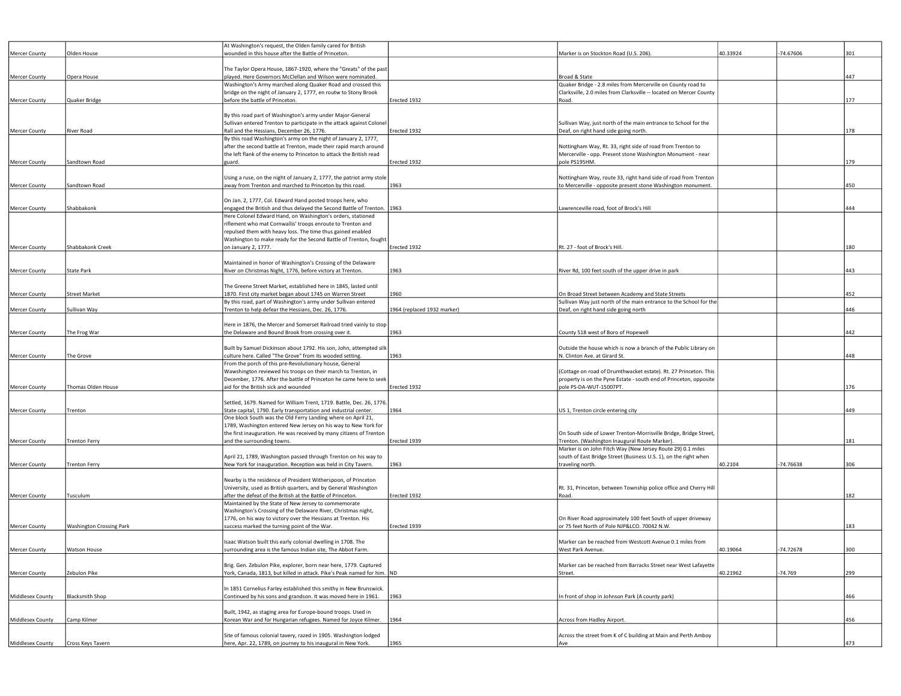| | | | | | | | |
|---|---|---|---|---|---|---|---|
| Mercer County | Olden House | At Washington's request, the Olden family cared for British wounded in this house after the Battle of Princeton. | | Marker is on Stockton Road (U.S. 206). | 40.33924 | -74.67606 | 301 |
| Mercer County | Opera House | The Taylor Opera House, 1867-1920, where the "Greats" of the past played. Here Governors McClellan and Wilson were nominated. | | Broad & State | | | 447 |
| Mercer County | Quaker Bridge | Washington's Army marched along Quaker Road and crossed this bridge on the night of January 2, 1777, en routw to Stony Brook before the battle of Princeton. | Erected 1932 | Quaker Bridge - 2.8 miles from Mercerville on County road to Clarksville, 2.0 miles from Clarksville -- located on Mercer County Road. | | | 177 |
| Mercer County | River Road | By this road part of Washington's army under Major-General Sullivan entered Trenton to participate in the attack against Colonel Rall and the Hessians, December 26, 1776. | Erected 1932 | Sullivan Way, just north of the main entrance to School for the Deaf, on right hand side going north. | | | 178 |
| Mercer County | Sandtown Road | By this road Washington's army on the night of January 2, 1777, after the second battle at Trenton, made their rapid march around the left flank of the enemy to Princeton to attack the British read guard. | Erected 1932 | Nottingham Way, Rt. 33, right side of road from Trenton to Mercerville - opp. Present stone Washington Monument - near pole PS195HM. | | | 179 |
| Mercer County | Sandtown Road | Using a ruse, on the night of January 2, 1777, the patriot army stole away from Trenton and marched to Princeton by this road. | 1963 | Nottingham Way, route 33, right hand side of road from Trenton to Mercerville - opposite present stone Washington monument. | | | 450 |
| Mercer County | Shabbakonk | On Jan. 2, 1777, Col. Edward Hand posted troops here, who engaged the British and thus delayed the Second Battle of Trenton. | 1963 | Lawrenceville road, foot of Brock's Hill | | | 444 |
| Mercer County | Shabbakonk Creek | Here Colonel Edward Hand, on Washington's orders, stationed riflement who mat Cornwallis' troops enroute to Trenton and repulsed them with heavy loss. The time thus gained enabled Washington to make ready for the Second Battle of Trenton, fought on January 2, 1777. | Erected 1932 | Rt. 27 - foot of Brock's Hill. | | | 180 |
| Mercer County | State Park | Maintained in honor of Washington's Crossing of the Delaware River on Christmas Night, 1776, before victory at Trenton. | 1963 | River Rd, 100 feet south of the upper drive in park | | | 443 |
| Mercer County | Street Market | The Greene Street Market, established here in 1845, lasted until 1870. First city market began about 1745 on Warren Street | 1960 | On Broad Street between Academy and State Streets | | | 452 |
| Mercer County | Sullivan Way | By this road, part of Washington's army under Sullivan entered Trenton to help defear the Hessians, Dec. 26, 1776. | 1964 (replaced 1932 marker) | Sullivan Way just north of the main entrance to the School for the Deaf, on right hand side going north | | | 446 |
| Mercer County | The Frog War | Here in 1876, the Mercer and Somerset Railroad tried vainly to stop the Delaware and Bound Brook from crossing over it. | 1963 | County 518 west of Boro of Hopewell | | | 442 |
| Mercer County | The Grove | Built by Samuel Dickinson about 1792. His son, John, attempted silk culture here. Called "The Grove" from its wooded setting. | 1963 | Outside the house which is now a branch of the Public Library on N. Clinton Ave. at Girard St. | | | 448 |
| Mercer County | Thomas Olden House | From the porch of this pre-Revolutionary house, General Wawshington reviewed his troops on their march to Trenton, in December, 1776. After the battle of Princeton he came here to seek aid for the British sick and wounded | Erected 1932 | (Cottage on road of Drumthwacket estate). Rt. 27 Princeton. This property is on the Pyne Estate - south end of Princeton, opposite pole PS-DA-WUT-15007PT. | | | 176 |
| Mercer County | Trenton | Settled, 1679. Named for William Trent, 1719. Battle, Dec. 26, 1776. State capital, 1790. Early transportation and industrial center. | 1964 | US 1, Trenton circle entering city | | | 449 |
| Mercer County | Trenton Ferry | One block South was the Old Ferry Landing where on April 21, 1789, Washington entered New Jersey on his way to New York for the first inauguration. He was received by many citizens of Trenton and the surrounding towns. | Erected 1939 | On South side of Lower Trenton-Morrisville Bridge, Bridge Street, Trenton. (Washington Inaugural Route Marker). | | | 181 |
| Mercer County | Trenton Ferry | April 21, 1789, Washington passed through Trenton on his way to New York for inauguration. Reception was held in City Tavern. | 1963 | Marker is on John Fitch Way (New Jersey Route 29) 0.1 miles south of East Bridge Street (Business U.S. 1), on the right when traveling north. | 40.2104 | -74.76638 | 306 |
| Mercer County | Tusculum | Nearby is the residence of President Witherspoon, of Princeton University, used as British quarters, and by General Washington after the defeat of the British at the Battle of Princeton. | Erected 1932 | Rt. 31, Princeton, between Township police office and Cherry Hill Road. | | | 182 |
| Mercer County | Washington Crossing Park | Maintained by the State of New Jersey to commemorate Washington's Crossing of the Delaware River, Christmas night, 1776, on his way to victory over the Hessians at Trenton. His success marked the turning point of the War. | Erected 1939 | On River Road approximately 100 feet South of upper driveway or 75 feet North of Pole NJP&LCO. 70042 N.W. | | | 183 |
| Mercer County | Watson House | Isaac Watson built this early colonial dwelling in 1708. The surrounding area is the famous Indian site, The Abbot Farm. | | Marker can be reached from Westcott Avenue 0.1 miles from West Park Avenue. | 40.19064 | -74.72678 | 300 |
| Mercer County | Zebulon Pike | Brig. Gen. Zebulon Pike, explorer, born near here, 1779. Captured York, Canada, 1813, but killed in attack. Pike's Peak named for him. | ND | Marker can be reached from Barracks Street near West Lafayette Street. | 40.21962 | -74.769 | 299 |
| Middlesex County | Blacksmith Shop | In 1851 Cornelius Farley established this smithy in New Brunswick. Continued by his sons and grandson. It was moved here in 1961. | 1963 | In front of shop in Johnson Park (A county park) | | | 466 |
| Middlesex County | Camp Kilmer | Built, 1942, as staging area for Europe-bound troops. Used in Korean War and for Hungarian refugees. Named for Joyce Kilmer. | 1964 | Across from Hadley Airport. | | | 456 |
| Middlesex County | Cross Keys Tavern | Site of famous colonial tavery, razed in 1905. Washington lodged here, Apr. 22, 1789, on journey to his inaugural in New York. | 1965 | Across the street from K of C building at Main and Perth Amboy Ave | | | 473 |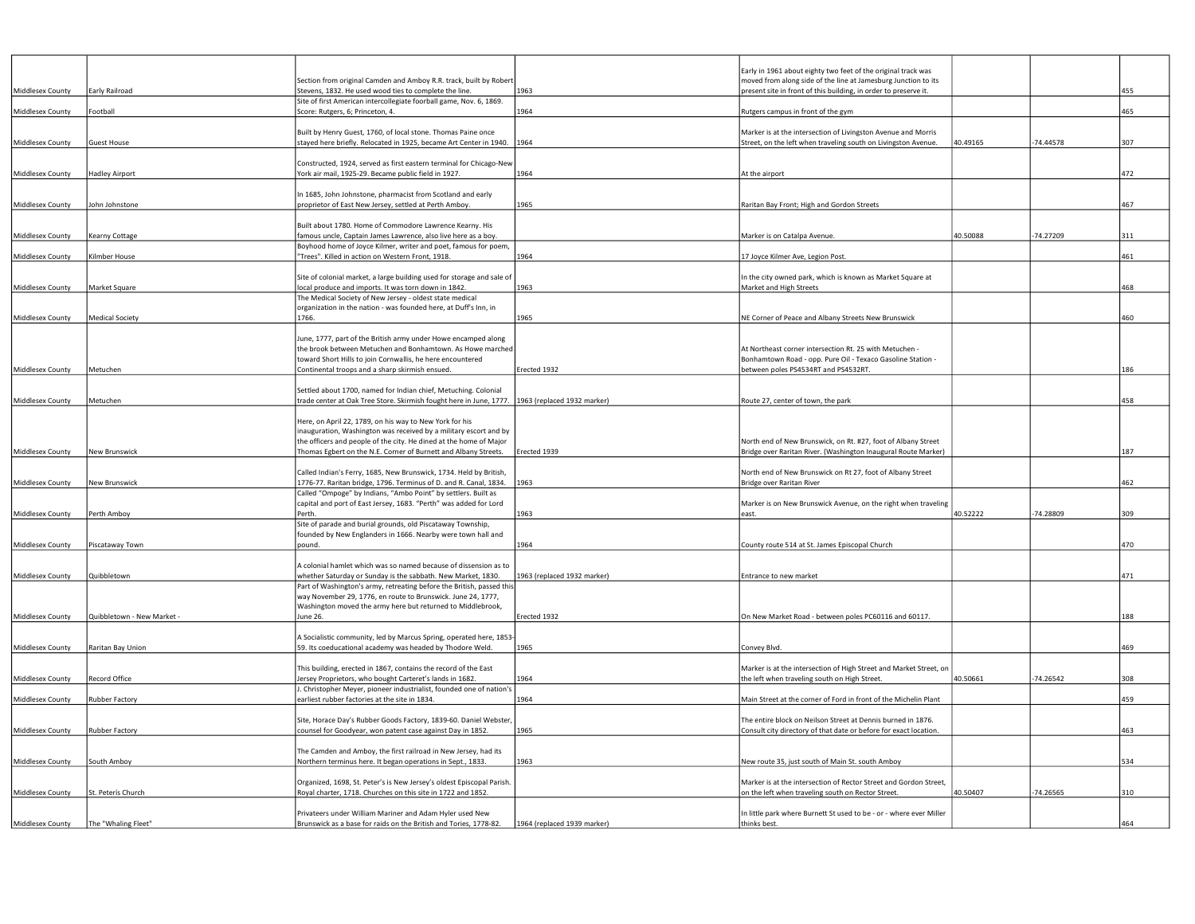| | | | | | | | |
|---|---|---|---|---|---|---|---|
| Middlesex County | Early Railroad | Section from original Camden and Amboy R.R. track, built by Robert Stevens, 1832. He used wood ties to complete the line. | 1963 | Early in 1961 about eighty two feet of the original track was moved from along side of the line at Jamesburg Junction to its present site in front of this building, in order to preserve it. | | | 455 |
| Middlesex County | Football | Site of first American intercollegiate foorball game, Nov. 6, 1869. Score: Rutgers, 6; Princeton, 4. | 1964 | Rutgers campus in front of the gym | | | 465 |
| Middlesex County | Guest House | Built by Henry Guest, 1760, of local stone. Thomas Paine once stayed here briefly. Relocated in 1925, became Art Center in 1940. | 1964 | Marker is at the intersection of Livingston Avenue and Morris Street, on the left when traveling south on Livingston Avenue. | 40.49165 | -74.44578 | 307 |
| Middlesex County | Hadley Airport | Constructed, 1924, served as first eastern terminal for Chicago-New York air mail, 1925-29. Became public field in 1927. | 1964 | At the airport | | | 472 |
| Middlesex County | John Johnstone | In 1685, John Johnstone, pharmacist from Scotland and early proprietor of East New Jersey, settled at Perth Amboy. | 1965 | Raritan Bay Front; High and Gordon Streets | | | 467 |
| Middlesex County | Kearny Cottage | Built about 1780. Home of Commodore Lawrence Kearny. His famous uncle, Captain James Lawrence, also live here as a boy. | | Marker is on Catalpa Avenue. | 40.50088 | -74.27209 | 311 |
| Middlesex County | Kilmber House | Boyhood home of Joyce Kilmer, writer and poet, famous for poem, "Trees". Killed in action on Western Front, 1918. | 1964 | 17 Joyce Kilmer Ave, Legion Post. | | | 461 |
| Middlesex County | Market Square | Site of colonial market, a large building used for storage and sale of local produce and imports. It was torn down in 1842. | 1963 | In the city owned park, which is known as Market Square at Market and High Streets | | | 468 |
| Middlesex County | Medical Society | The Medical Society of New Jersey - oldest state medical organization in the nation - was founded here, at Duff's Inn, in 1766. | 1965 | NE Corner of Peace and Albany Streets New Brunswick | | | 460 |
| Middlesex County | Metuchen | June, 1777, part of the British army under Howe encamped along the brook between Metuchen and Bonhamtown. As Howe marched toward Short Hills to join Cornwallis, he here encountered Continental troops and a sharp skirmish ensued. | Erected 1932 | At Northeast corner intersection Rt. 25 with Metuchen - Bonhamtown Road - opp. Pure Oil - Texaco Gasoline Station - between poles PS4534RT and PS4532RT. | | | 186 |
| Middlesex County | Metuchen | Settled about 1700, named for Indian chief, Metuching. Colonial trade center at Oak Tree Store. Skirmish fought here in June, 1777. | 1963 (replaced 1932 marker) | Route 27, center of town, the park | | | 458 |
| Middlesex County | New Brunswick | Here, on April 22, 1789, on his way to New York for his inauguration, Washington was received by a military escort and by the officers and people of the city. He dined at the home of Major Thomas Egbert on the N.E. Corner of Burnett and Albany Streets. | Erected 1939 | North end of New Brunswick, on Rt. #27, foot of Albany Street Bridge over Raritan River. (Washington Inaugural Route Marker) | | | 187 |
| Middlesex County | New Brunswick | Called Indian's Ferry, 1685, New Brunswick, 1734. Held by British, 1776-77. Raritan bridge, 1796. Terminus of D. and R. Canal, 1834. | 1963 | North end of New Brunswick on Rt 27, foot of Albany Street Bridge over Raritan River | | | 462 |
| Middlesex County | Perth Amboy | Called "Ompoge" by Indians, "Ambo Point" by settlers. Built as capital and port of East Jersey, 1683. "Perth" was added for Lord Perth. | 1963 | Marker is on New Brunswick Avenue, on the right when traveling east. | 40.52222 | -74.28809 | 309 |
| Middlesex County | Piscataway Town | Site of parade and burial grounds, old Piscataway Township, founded by New Englanders in 1666. Nearby were town hall and pound. | 1964 | County route 514 at St. James Episcopal Church | | | 470 |
| Middlesex County | Quibbletown | A colonial hamlet which was so named because of dissension as to whether Saturday or Sunday is the sabbath. New Market, 1830. | 1963 (replaced 1932 marker) | Entrance to new market | | | 471 |
| Middlesex County | Quibbletown - New Market - | Part of Washington's army, retreating before the British, passed this way November 29, 1776, en route to Brunswick. June 24, 1777, Washington moved the army here but returned to Middlebrook, June 26. | Erected 1932 | On New Market Road - between poles PC60116 and 60117. | | | 188 |
| Middlesex County | Raritan Bay Union | A Socialistic community, led by Marcus Spring, operated here, 1853-59. Its coeducational academy was headed by Thodore Weld. | 1965 | Convey Blvd. | | | 469 |
| Middlesex County | Record Office | This building, erected in 1867, contains the record of the East Jersey Proprietors, who bought Carteret's lands in 1682. | 1964 | Marker is at the intersection of High Street and Market Street, on the left when traveling south on High Street. | 40.50661 | -74.26542 | 308 |
| Middlesex County | Rubber Factory | J. Christopher Meyer, pioneer industrialist, founded one of nation's earliest rubber factories at the site in 1834. | 1964 | Main Street at the corner of Ford in front of the Michelin Plant | | | 459 |
| Middlesex County | Rubber Factory | Site, Horace Day's Rubber Goods Factory, 1839-60. Daniel Webster, counsel for Goodyear, won patent case against Day in 1852. | 1965 | The entire block on Neilson Street at Dennis burned in 1876. Consult city directory of that date or before for exact location. | | | 463 |
| Middlesex County | South Amboy | The Camden and Amboy, the first railroad in New Jersey, had its Northern terminus here. It began operations in Sept., 1833. | 1963 | New route 35, just south of Main St. south Amboy | | | 534 |
| Middlesex County | St. Peteris Church | Organized, 1698, St. Peter's is New Jersey's oldest Episcopal Parish. Royal charter, 1718. Churches on this site in 1722 and 1852. | | Marker is at the intersection of Rector Street and Gordon Street, on the left when traveling south on Rector Street. | 40.50407 | -74.26565 | 310 |
| Middlesex County | The "Whaling Fleet" | Privateers under William Mariner and Adam Hyler used New Brunswick as a base for raids on the British and Tories, 1778-82. | 1964 (replaced 1939 marker) | In little park where Burnett St used to be - or - where ever Miller thinks best. | | | 464 |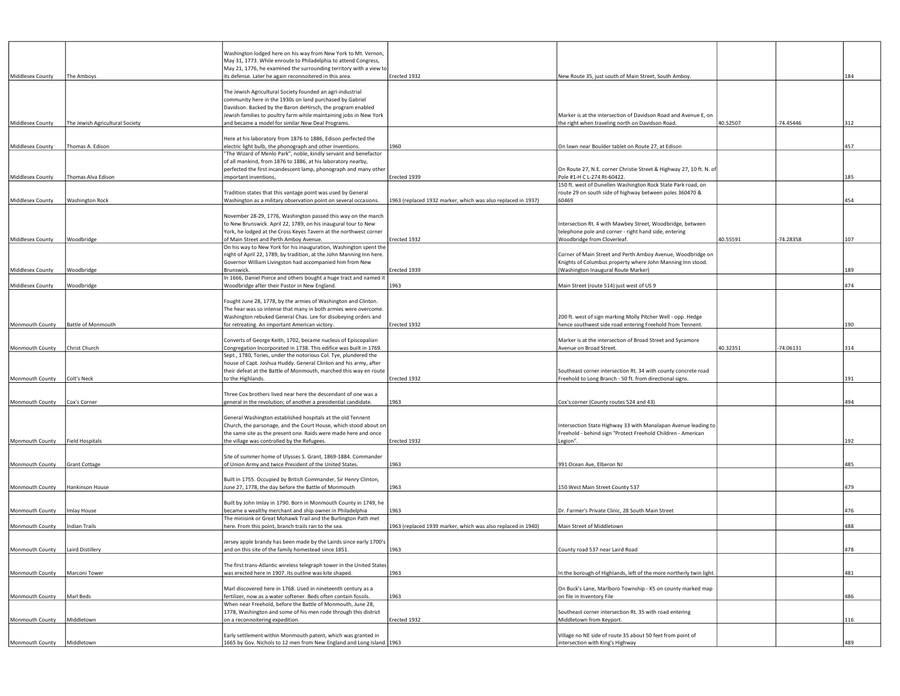| | | | | | | | |
|---|---|---|---|---|---|---|---|
| Middlesex County | The Amboys | Washington lodged here on his way from New York to Mt. Vernon, May 31, 1773. While enroute to Philadelphia to attend Congress, May 21, 1776, he examined the surrounding territory with a view to its defense. Later he again reconnoitered in this area. | Erected 1932 | New Route 35, just south of Main Street, South Amboy. | | | 184 |
| Middlesex County | The Jewish Agricultural Society | The Jewish Agricultural Society founded an agri-industrial community here in the 1930s on land purchased by Gabriel Davidson. Backed by the Baron deHirsch, the program enabled Jewish families to poultry farm while maintaining jobs in New York and became a model for similar New Deal Programs. | | Marker is at the intersection of Davidson Road and Avenue E, on the right when traveling north on Davidson Road. | 40.52507 | -74.45446 | 312 |
| Middlesex County | Thomas A. Edison | Here at his laboratory from 1876 to 1886, Edison perfected the electric light bulb, the phonograph and other inventions. | 1960 | On lawn near Boulder tablet on Route 27, at Edison | | | 457 |
| Middlesex County | Thomas Alva Edison | "The Wizard of Menlo Park", noble, kindly servant and benefactor of all mankind, from 1876 to 1886, at his laboratory nearby, perfected the first incandescent lamp, phonograph and many other important inventions, | Erected 1939 | On Route 27, N.E. corner Christie Street & Highway 27, 10 ft. N. of Pole #1-H C L-274 Rt-60422. | | | 185 |
| Middlesex County | Washington Rock | Tradition states that this vantage point was used by General Washington as a military observation point on several occasions. | 1963 (replaced 1932 marker, which was also replaced in 1937) | 150 ft. west of Dunellen Washington Rock State Park road, on route 29 on south side of highway between poles 360470 & 60469 | | | 454 |
| Middlesex County | Woodbridge | November 28-29, 1776, Washington passed this way on the march to New Brunswick. April 22, 1789, on his inaugural tour to New York, he lodged at the Cross Keyes Tavern at the northwest corner of Main Street and Perth Amboy Avenue. | Erected 1932 | Intersection Rt. 4 with Mawbey Street, Woodbridge, between telephone pole and corner - right hand side, entering Woodbridge from Cloverleaf. | 40.55591 | -74.28358 | 107 |
| Middlesex County | Woodbridge | On his way to New York for his inauguration, Washington spent the night of April 22, 1789, by tradition, at the John Manning Inn here. Governor William Livingston had accompanied him from New Brunswick. | Erected 1939 | Corner of Main Street and Perth Amboy Avenue, Woodbridge on Knights of Columbus property where John Manning Inn stood. (Washington Inaugural Route Marker) | | | 189 |
| Middlesex County | Woodbridge | In 1666, Daniel Pierce and others bought a huge tract and named it Woodbridge after their Pastor in New England. | 1963 | Main Street (route 514) just west of US 9 | | | 474 |
| Monmouth County | Battle of Monmouth | Fought June 28, 1778, by the armies of Washington and Clinton. The hear was so intense that many in both armies were overcome. Washington rebuked General Chas. Lee for disobeying orders and for retreating. An important American victory. | Erected 1932 | 200 ft. west of sign marking Molly Pitcher Well - opp. Hedge hence southwest side road entering Freehold from Tennent. | | | 190 |
| Monmouth County | Christ Church | Converts of George Keith, 1702, became nucleus of Episcopalian Congregation Incorporated in 1738. This edifice was built in 1769. | | Marker is at the intersection of Broad Street and Sycamore Avenue on Broad Street. | 40.32351 | -74.06131 | 314 |
| Monmouth County | Colt's Neck | Sept., 1780, Tories, under the notorious Col. Tye, plundered the house of Capt. Joshua Huddy. General Clinton and his army, after their defeat at the Battle of Monmouth, marched this way en route to the Highlands. | Erected 1932 | Southeast corner intersection Rt. 34 with county concrete road Freehold to Long Branch - 50 ft. from directional signs. | | | 191 |
| Monmouth County | Cox's Corner | Three Cox brothers lived near here the descendant of one was a general in the revolution; of another a presidential candidate. | 1963 | Cox's corner (County routes 524 and 43) | | | 494 |
| Monmouth County | Field Hospitals | General Washington established hospitals at the old Tennent Church, the parsonage, and the Court House, which stood about on the same site as the present one. Raids were made here and once the village was controlled by the Refugees. | Erected 1932 | Intersection State Highway 33 with Manalapan Avenue leading to Freehold - behind sign "Protect Freehold Children - American Legion". | | | 192 |
| Monmouth County | Grant Cottage | Site of summer home of Ulysses S. Grant, 1869-1884. Commander of Union Army and twice President of the United States. | 1963 | 991 Ocean Ave, Elberon NJ | | | 485 |
| Monmouth County | Hankinson House | Built in 1755. Occupied by British Commander, Sir Henry Clinton, June 27, 1778, the day before the Battle of Monmouth | 1963 | 150 West Main Street County 537 | | | 479 |
| Monmouth County | Imlay House | Built by John Imlay in 1790. Born in Monmouth County in 1749, he became a wealthy merchant and ship owner in Philadelphia | 1963 | Dr. Farmer's Private Clinic, 28 South Main Street | | | 476 |
| Monmouth County | Indian Trails | The minisink or Great Mohawk Trail and the Burlington Path met here. From this point, branch trails ran to the sea. | 1963 (replaced 1939 marker, which was also replaced in 1940) | Main Street of Middletown | | | 488 |
| Monmouth County | Laird Distillery | Jersey apple brandy has been made by the Lairds since early 1700's and on this site of the family homestead since 1851. | 1963 | County road 537 near Laird Road | | | 478 |
| Monmouth County | Marconi Tower | The first trans-Atlantic wireless telegraph tower in the United States was erected here in 1907. Its outline was kite shaped. | 1963 | In the borough of Highlands, left of the more northerly twin light. | | | 481 |
| Monmouth County | Marl Beds | Marl discovered here in 1768. Used in nineteenth century as a fertilizer, now as a water softener. Beds often contain fossils. | 1963 | On Buck's Lane, Marlboro Township - K5 on county marked map on file in Inventory File | | | 486 |
| Monmouth County | Middletown | When near Freehold, before the Battle of Monmouth, June 28, 1778, Washington and some of his men rode through this district on a reconnoitering expedition. | Erected 1932 | Southeast corner intersection Rt. 35 with road entering Middletown from Keyport. | | | 116 |
| Monmouth County | Middletown | Early settlement within Monmouth patent, which was granted in 1665 by Gov. Nichols to 12 men from New England and Long Island. | 1963 | Village no NE side of route 35 about 50 feet from point of intersection with King's Highway | | | 489 |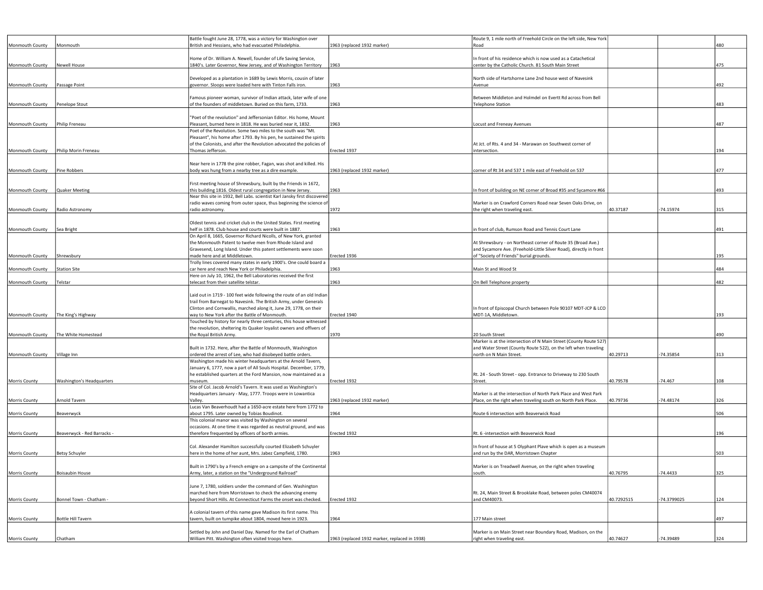| | | | | | | | |
|---|---|---|---|---|---|---|---|
| Monmouth County | Monmouth | Battle fought June 28, 1778, was a victory for Washington over British and Hessians, who had evacuated Philadelphia. | 1963 (replaced 1932 marker) | Route 9, 1 mile north of Freehold Circle on the left side, New York Road | | | 480 |
| Monmouth County | Newell House | Home of Dr. William A. Newell, founder of Life Saving Service, 1840's. Later Governor, New Jersey, and of Washington Territory | 1963 | In front of his residence which is now used as a Catachetical center by the Catholic Church. 81 South Main Street | | | 475 |
| Monmouth County | Passage Point | Developed as a plantation in 1689 by Lewis Morris, cousin of later governor. Sloops were loaded here with Tinton Falls iron. | 1963 | North side of Hartshorne Lane 2nd house west of Navesink Avenue | | | 492 |
| Monmouth County | Penelope Stout | Famous pioneer woman, survivor of Indian attack, later wife of one of the founders of middletown. Buried on this farm, 1733. | 1963 | Between Middleton and Holmdel on Evertt Rd across from Bell Telephone Station | | | 483 |
| Monmouth County | Philip Freneau | "Poet of the revolution" and Jeffersonian Editor. His home, Mount Pleasant, burned here in 1818. He was buried near it, 1832. | 1963 | Locust and Freneay Avenues | | | 487 |
| Monmouth County | Philip Morin Freneau | Poet of the Revolution. Some two miles to the south was "Mt. Pleasant", his home after 1793. By his pen, he sustained the spirits of the Colonists, and after the Revolution advocated the policies of Thomas Jefferson. | Erected 1937 | At Jct. of Rts. 4 and 34 - Marawan on Southwest corner of intersection. | | | 194 |
| Monmouth County | Pine Robbers | Near here in 1778 the pine robber, Fagan, was shot and killed. His body was hung from a nearby tree as a dire example. | 1963 (replaced 1932 marker) | corner of Rt 34 and 537 1 mile east of Freehold on 537 | | | 477 |
| Monmouth County | Quaker Meeting | First meeting house of Shrewsbury, built by the Friends in 1672, this building 1816. Oldest rural congregation in New Jersey. | 1963 | In front of building on NE corner of Broad #35 and Sycamore #66 | | | 493 |
| Monmouth County | Radio Astronomy | Near this site in 1932, Bell Labs. scientist Karl Jansky first discovered radio waves coming from outer space, thus beginning the science of radio astronomy. | 1972 | Marker is on Crawford Corners Road near Seven Oaks Drive, on the right when traveling east. | 40.37187 | -74.15974 | 315 |
| Monmouth County | Sea Bright | Oldest tennis and cricket club in the United States. First meeting helf in 1878. Club house and courts were built in 1887. | 1963 | in front of club, Rumson Road and Tennis Court Lane | | | 491 |
| Monmouth County | Shrewsbury | On April 8, 1665, Governor Richard Nicolls, of New York, granted the Monmouth Patent to twelve men from Rhode Island and Gravesend, Long Island. Under this patent settlements were soon made here and at Middletown. | Erected 1936 | At Shrewsbury - on Northeast corner of Route 35 (Broad Ave.) and Sycamore Ave. (Freehold-Little Silver Road), directly in front of "Society of Friends" burial grounds. | | | 195 |
| Monmouth County | Station Site | Trolly lines covered many states in early 1900's. One could board a car here and reach New York or Philadelphia. | 1963 | Main St and Wood St | | | 484 |
| Monmouth County | Telstar | Here on July 10, 1962, the Bell Laboratories received the first telecast from their satellite telstar. | 1963 | On Bell Telephone property | | | 482 |
| Monmouth County | The King's Highway | Laid out in 1719 - 100 feet wide following the route of an old Indian trail from Barnegat to Navesink. The British Army, under Generals Clinton and Cornwallis, marched along it, June 29, 1778, on their way to New York after the Battle of Monmouth. | Erected 1940 | In front of Episcopal Church between Pole 90107 MDT-JCP & LCO MDT-1A, Middletown. | | | 193 |
| Monmouth County | The White Homestead | Touched by history for nearly three centuries, this house witnessed the revolution, sheltering its Quaker loyalist owners and offivers of the Royal British Army. | 1970 | 20 South Street | | | 490 |
| Monmouth County | Village Inn | Built in 1732. Here, after the Battle of Monmouth, Washington ordered the arrest of Lee, who had disobeyed battle orders. | | Marker is at the intersection of N Main Street (County Route 527) and Water Street (County Route 522), on the left when traveling north on N Main Street. | 40.29713 | -74.35854 | 313 |
| Morris County | Washington's Headquarters | Washington made his winter headquarters at the Arnold Tavern, January 6, 1777, now a part of All Souls Hospital. December, 1779, he established quarters at the Ford Mansion, now maintained as a museum. | Erected 1932 | Rt. 24 - South Street - opp. Entrance to Driveway to 230 South Street. | 40.79578 | -74.467 | 108 |
| Morris County | Arnold Tavern | Site of Col. Jacob Arnold's Tavern. It was used as Washington's Headquarters January - May, 1777. Troops were in Lowantica Valley. | 1963 (replaced 1932 marker) | Marker is at the intersection of North Park Place and West Park Place, on the right when traveling south on North Park Place. | 40.79736 | -74.48174 | 326 |
| Morris County | Beaverwyck | Lucas Van Beaverhoudt had a 1650-acre estate here from 1772 to about 1795. Later owned by Tobias Boudinot. | 1964 | Route 6 intersection with Beaverwick Road | | | 506 |
| Morris County | Beaverwyck - Red Barracks - | This colonial manor was visited by Washington on several occasions. At one time it was regarded as neutral ground, and was therefore frequented by officers of borth armies. | Erected 1932 | Rt. 6 -intersection with Beaverwick Road | | | 196 |
| Morris County | Betsy Schuyler | Col. Alexander Hamilton successfully courted Elizabeth Schuyler here in the home of her aunt, Mrs. Jabez Campfield, 1780. | 1963 | In front of house at 5 Olyphant Plave which is open as a museum and run by the DAR, Morristown Chapter | | | 503 |
| Morris County | Boisaubin House | Built in 1790's by a French emigre on a campsite of the Continental Army, later, a station on the "Underground Railroad" | | Marker is on Treadwell Avenue, on the right when traveling south. | 40.76795 | -74.4433 | 325 |
| Morris County | Bonnel Town - Chatham - | June 7, 1780, soldiers under the command of Gen. Washington marched here from Morristown to check the advancing enemy beyond Short Hills. At Connecticut Farms the onset was checked. | Erected 1932 | Rt. 24, Main Street & Brooklake Road, between poles CM40074 and CM40073. | 40.7292515 | -74.3799025 | 124 |
| Morris County | Bottle Hill Tavern | A colonial tavern of this name gave Madison its first name. This tavern, built on turnpike about 1804, moved here in 1923. | 1964 | 177 Main street | | | 497 |
| Morris County | Chatham | Settled by John and Daniel Day. Named for the Earl of Chatham William Pitt. Washington often visited troops here. | 1963 (replaced 1932 marker, replaced in 1938) | Marker is on Main Street near Boundary Road, Madison, on the right when traveling east. | 40.74627 | -74.39489 | 324 |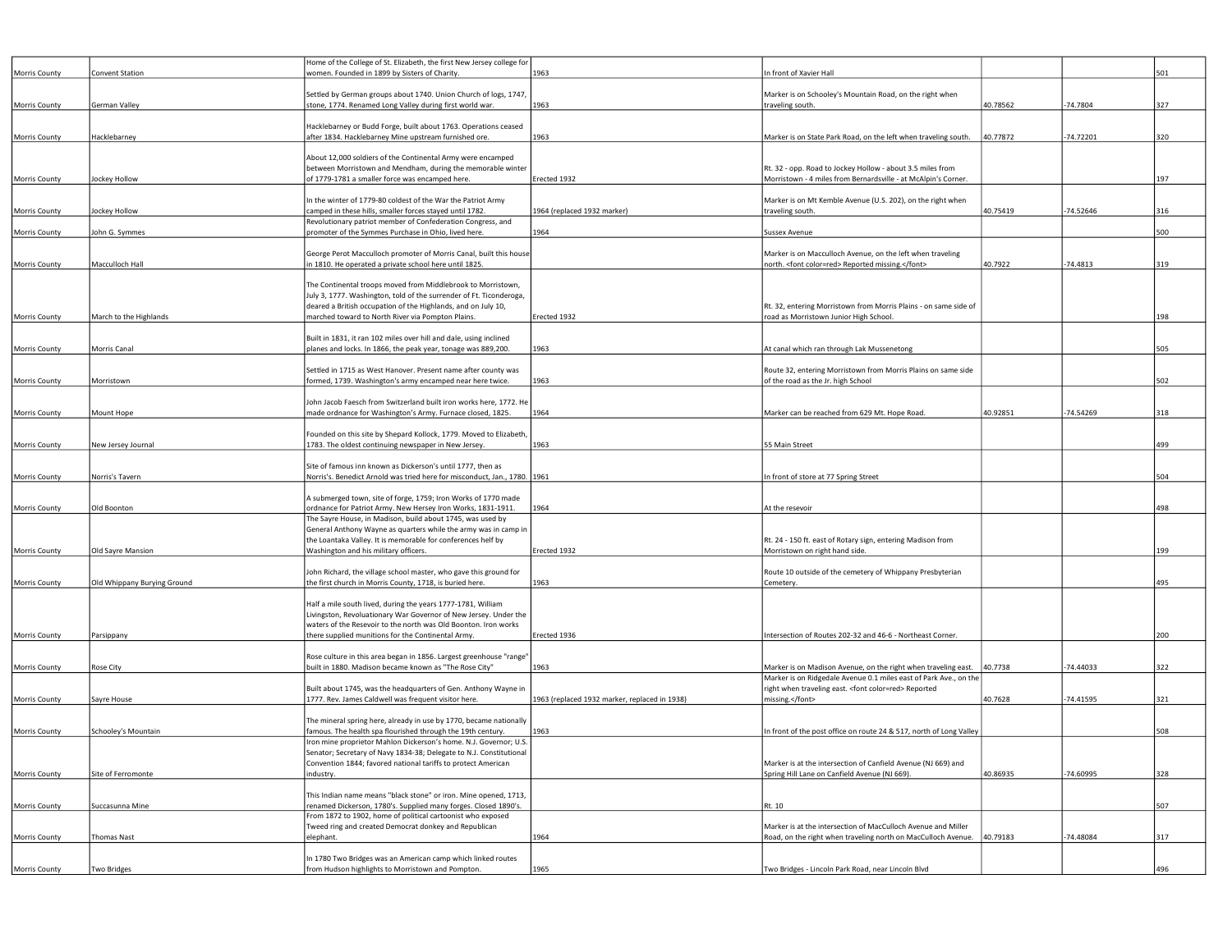| | | | | | | | |
|---|---|---|---|---|---|---|---|
| Morris County | Convent Station | Home of the College of St. Elizabeth, the first New Jersey college for women. Founded in 1899 by Sisters of Charity. | 1963 | In front of Xavier Hall | | | 501 |
| Morris County | German Valley | Settled by German groups about 1740. Union Church of logs, 1747, stone, 1774. Renamed Long Valley during first world war. | 1963 | Marker is on Schooley's Mountain Road, on the right when traveling south. | 40.78562 | -74.7804 | 327 |
| Morris County | Hacklebarney | Hacklebarney or Budd Forge, built about 1763. Operations ceased after 1834. Hacklebarney Mine upstream furnished ore. | 1963 | Marker is on State Park Road, on the left when traveling south. | 40.77872 | -74.72201 | 320 |
| Morris County | Jockey Hollow | About 12,000 soldiers of the Continental Army were encamped between Morristown and Mendham, during the memorable winter of 1779-1781 a smaller force was encamped here. | Erected 1932 | Rt. 32 - opp. Road to Jockey Hollow - about 3.5 miles from Morristown - 4 miles from Bernardsville - at McAlpin's Corner. | | | 197 |
| Morris County | Jockey Hollow | In the winter of 1779-80 coldest of the War the Patriot Army camped in these hills, smaller forces stayed until 1782. | 1964 (replaced 1932 marker) | Marker is on Mt Kemble Avenue (U.S. 202), on the right when traveling south. | 40.75419 | -74.52646 | 316 |
| Morris County | John G. Symmes | Revolutionary patriot member of Confederation Congress, and promoter of the Symmes Purchase in Ohio, lived here. | 1964 | Sussex Avenue | | | 500 |
| Morris County | Macculloch Hall | George Perot Macculloch promoter of Morris Canal, built this house in 1810. He operated a private school here until 1825. | | Marker is on Macculloch Avenue, on the left when traveling north. <font color=red> Reported missing.</font> | 40.7922 | -74.4813 | 319 |
| Morris County | March to the Highlands | The Continental troops moved from Middlebrook to Morristown, July 3, 1777. Washington, told of the surrender of Ft. Ticonderoga, deared a British occupation of the Highlands, and on July 10, marched toward to North River via Pompton Plains. | Erected 1932 | Rt. 32, entering Morristown from Morris Plains - on same side of road as Morristown Junior High School. | | | 198 |
| Morris County | Morris Canal | Built in 1831, it ran 102 miles over hill and dale, using inclined planes and locks. In 1866, the peak year, tonage was 889,200. | 1963 | At canal which ran through Lak Mussenetong | | | 505 |
| Morris County | Morristown | Settled in 1715 as West Hanover. Present name after county was formed, 1739. Washington's army encamped near here twice. | 1963 | Route 32, entering Morristown from Morris Plains on same side of the road as the Jr. high School | | | 502 |
| Morris County | Mount Hope | John Jacob Faesch from Switzerland built iron works here, 1772. He made ordnance for Washington's Army. Furnace closed, 1825. | 1964 | Marker can be reached from 629 Mt. Hope Road. | 40.92851 | -74.54269 | 318 |
| Morris County | New Jersey Journal | Founded on this site by Shepard Kollock, 1779. Moved to Elizabeth, 1783. The oldest continuing newspaper in New Jersey. | 1963 | 55 Main Street | | | 499 |
| Morris County | Norris's Tavern | Site of famous inn known as Dickerson's until 1777, then as Norris's. Benedict Arnold was tried here for misconduct, Jan., 1780. | 1961 | In front of store at 77 Spring Street | | | 504 |
| Morris County | Old Boonton | A submerged town, site of forge, 1759; Iron Works of 1770 made ordnance for Patriot Army. New Hersey Iron Works, 1831-1911. | 1964 | At the resevoir | | | 498 |
| Morris County | Old Sayre Mansion | The Sayre House, in Madison, build about 1745, was used by General Anthony Wayne as quarters while the army was in camp in the Loantaka Valley. It is memorable for conferences helf by Washington and his military officers. | Erected 1932 | Rt. 24 - 150 ft. east of Rotary sign, entering Madison from Morristown on right hand side. | | | 199 |
| Morris County | Old Whippany Burying Ground | John Richard, the village school master, who gave this ground for the first church in Morris County, 1718, is buried here. | 1963 | Route 10 outside of the cemetery of Whippany Presbyterian Cemetery. | | | 495 |
| Morris County | Parsippany | Half a mile south lived, during the years 1777-1781, William Livingston, Revoluationary War Governor of New Jersey. Under the waters of the Reservoir to the north was Old Boonton. Iron works there supplied munitions for the Continental Army. | Erected 1936 | Intersection of Routes 202-32 and 46-6 - Northeast Corner. | | | 200 |
| Morris County | Rose City | Rose culture in this area began in 1856. Largest greenhouse "range" built in 1880. Madison became known as "The Rose City" | 1963 | Marker is on Madison Avenue, on the right when traveling east. | 40.7738 | -74.44033 | 322 |
| Morris County | Sayre House | Built about 1745, was the headquarters of Gen. Anthony Wayne in 1777. Rev. James Caldwell was frequent visitor here. | 1963 (replaced 1932 marker, replaced in 1938) | Marker is on Ridgedale Avenue 0.1 miles east of Park Ave., on the right when traveling east. <font color=red> Reported missing.</font> | 40.7628 | -74.41595 | 321 |
| Morris County | Schooley's Mountain | The mineral spring here, already in use by 1770, became nationally famous. The health spa flourished through the 19th century. | 1963 | In front of the post office on route 24 & 517, north of Long Valley | | | 508 |
| Morris County | Site of Ferromonte | Iron mine proprietor Mahlon Dickerson's home. N.J. Governor; U.S. Senator; Secretary of Navy 1834-38; Delegate to N.J. Constitutional Convention 1844; favored national tariffs to protect American industry. | | Marker is at the intersection of Canfield Avenue (NJ 669) and Spring Hill Lane on Canfield Avenue (NJ 669). | 40.86935 | -74.60995 | 328 |
| Morris County | Succasunna Mine | This Indian name means "black stone" or iron. Mine opened, 1713, renamed Dickerson, 1780's. Supplied many forges. Closed 1890's. | | Rt. 10 | | | 507 |
| Morris County | Thomas Nast | From 1872 to 1902, home of political cartoonist who exposed Tweed ring and created Democrat donkey and Republican elephant. | 1964 | Marker is at the intersection of MacCulloch Avenue and Miller Road, on the right when traveling north on MacCulloch Avenue. | 40.79183 | -74.48084 | 317 |
| Morris County | Two Bridges | In 1780 Two Bridges was an American camp which linked routes from Hudson highlights to Morristown and Pompton. | 1965 | Two Bridges - Lincoln Park Road, near Lincoln Blvd | | | 496 |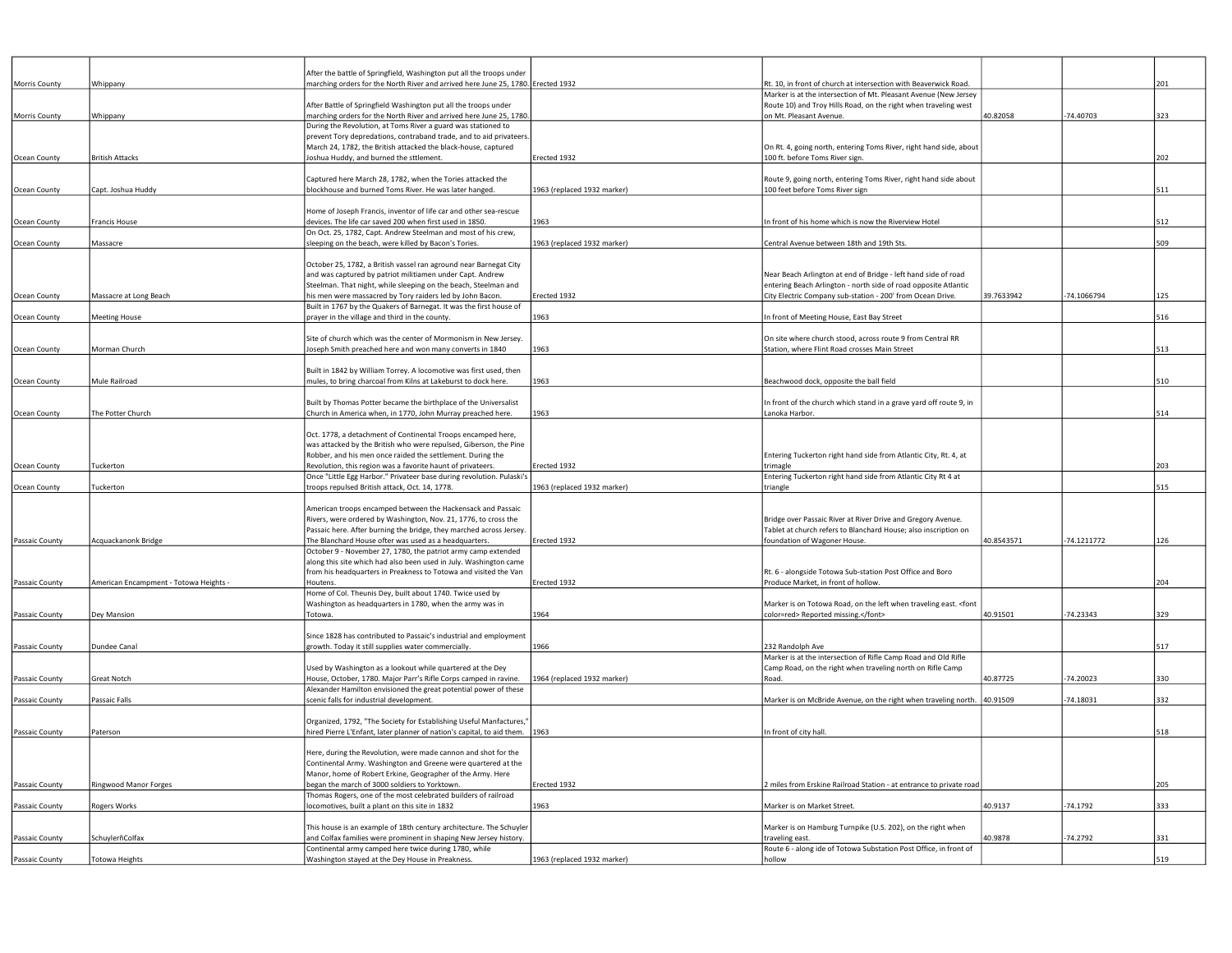| | | | | | | | |
|---|---|---|---|---|---|---|---|
| Morris County | Whippany | After the battle of Springfield, Washington put all the troops under marching orders for the North River and arrived here June 25, 1780. | Erected 1932 | Rt. 10, in front of church at intersection with Beaverwick Road. | | | 201 |
| Morris County | Whippany | After Battle of Springfield Washington put all the troops under marching orders for the North River and arrived here June 25, 1780. | | Marker is at the intersection of Mt. Pleasant Avenue (New Jersey Route 10) and Troy Hills Road, on the right when traveling west on Mt. Pleasant Avenue. | 40.82058 | -74.40703 | 323 |
| Ocean County | British Attacks | During the Revolution, at Toms River a guard was stationed to prevent Tory depredations, contraband trade, and to aid privateers. March 24, 1782, the British attacked the black-house, captured Joshua Huddy, and burned the sttlement. | Erected 1932 | On Rt. 4, going north, entering Toms River, right hand side, about 100 ft. before Toms River sign. | | | 202 |
| Ocean County | Capt. Joshua Huddy | Captured here March 28, 1782, when the Tories attacked the blockhouse and burned Toms River. He was later hanged. | 1963 (replaced 1932 marker) | Route 9, going north, entering Toms River, right hand side about 100 feet before Toms River sign | | | 511 |
| Ocean County | Francis House | Home of Joseph Francis, inventor of life car and other sea-rescue devices. The life car saved 200 when first used in 1850. | 1963 | In front of his home which is now the Riverview Hotel | | | 512 |
| Ocean County | Massacre | On Oct. 25, 1782, Capt. Andrew Steelman and most of his crew, sleeping on the beach, were killed by Bacon's Tories. | 1963 (replaced 1932 marker) | Central Avenue between 18th and 19th Sts. | | | 509 |
| Ocean County | Massacre at Long Beach | October 25, 1782, a British vessel ran aground near Barnegat City and was captured by patriot militiamen under Capt. Andrew Steelman. That night, while sleeping on the beach, Steelman and his men were massacred by Tory raiders led by John Bacon. | Erected 1932 | Near Beach Arlington at end of Bridge - left hand side of road entering Beach Arlington - north side of road opposite Atlantic City Electric Company sub-station - 200' from Ocean Drive. | 39.7633942 | -74.1066794 | 125 |
| Ocean County | Meeting House | Built in 1767 by the Quakers of Barnegat. It was the first house of prayer in the village and third in the county. | 1963 | In front of Meeting House, East Bay Street | | | 516 |
| Ocean County | Morman Church | Site of church which was the center of Mormonism in New Jersey. Joseph Smith preached here and won many converts in 1840 | 1963 | On site where church stood, across route 9 from Central RR Station, where Flint Road crosses Main Street | | | 513 |
| Ocean County | Mule Railroad | Built in 1842 by William Torrey. A locomotive was first used, then mules, to bring charcoal from Kilns at Lakeburst to dock here. | 1963 | Beachwood dock, opposite the ball field | | | 510 |
| Ocean County | The Potter Church | Built by Thomas Potter became the birthplace of the Universalist Church in America when, in 1770, John Murray preached here. | 1963 | In front of the church which stand in a grave yard off route 9, in Lanoka Harbor. | | | 514 |
| Ocean County | Tuckerton | Oct. 1778, a detachment of Continental Troops encamped here, was attacked by the British who were repulsed, Giberson, the Pine Robber, and his men once raided the settlement. During the Revolution, this region was a favorite haunt of privateers. | Erected 1932 | Entering Tuckerton right hand side from Atlantic City, Rt. 4, at trimagle | | | 203 |
| Ocean County | Tuckerton | Once "Little Egg Harbor." Privateer base during revolution. Pulaski's troops repulsed British attack, Oct. 14, 1778. | 1963 (replaced 1932 marker) | Entering Tuckerton right hand side from Atlantic City Rt 4 at triangle | | | 515 |
| Passaic County | Acquackanonk Bridge | American troops encamped between the Hackensack and Passaic Rivers, were ordered by Washington, Nov. 21, 1776, to cross the Passaic here. After burning the bridge, they marched across Jersey. The Blanchard House ofter was used as a headquarters. | Erected 1932 | Bridge over Passaic River at River Drive and Gregory Avenue. Tablet at church refers to Blanchard House; also inscription on foundation of Wagoner House. | 40.8543571 | -74.1211772 | 126 |
| Passaic County | American Encampment - Totowa Heights - | October 9 - November 27, 1780, the patriot army camp extended along this site which had also been used in July. Washington came from his headquarters in Preakness to Totowa and visited the Van Houtens. | Erected 1932 | Rt. 6 - alongside Totowa Sub-station Post Office and Boro Produce Market, in front of hollow. | | | 204 |
| Passaic County | Dey Mansion | Home of Col. Theunis Dey, built about 1740. Twice used by Washington as headquarters in 1780, when the army was in Totowa. | 1964 | Marker is on Totowa Road, on the left when traveling east. <font color=red> Reported missing.</font> | 40.91501 | -74.23343 | 329 |
| Passaic County | Dundee Canal | Since 1828 has contributed to Passaic's industrial and employment growth. Today it still supplies water commercially. | 1966 | 232 Randolph Ave | | | 517 |
| Passaic County | Great Notch | Used by Washington as a lookout while quartered at the Dey House, October, 1780. Major Parr's Rifle Corps camped in ravine. | 1964 (replaced 1932 marker) | Marker is at the intersection of Rifle Camp Road and Old Rifle Camp Road, on the right when traveling north on Rifle Camp Road. | 40.87725 | -74.20023 | 330 |
| Passaic County | Passaic Falls | Alexander Hamilton envisioned the great potential power of these scenic falls for industrial development. | | Marker is on McBride Avenue, on the right when traveling north. | 40.91509 | -74.18031 | 332 |
| Passaic County | Paterson | Organized, 1792, "The Society for Establishing Useful Manfactures," hired Pierre L'Enfant, later planner of nation's capital, to aid them. | 1963 | In front of city hall. | | | 518 |
| Passaic County | Ringwood Manor Forges | Here, during the Revolution, were made cannon and shot for the Continental Army. Washington and Greene were quartered at the Manor, home of Robert Erkine, Geographer of the Army. Here began the march of 3000 soldiers to Yorktown. | Erected 1932 | 2 miles from Erskine Railroad Station - at entrance to private road | | | 205 |
| Passaic County | Rogers Works | Thomas Rogers, one of the most celebrated builders of railroad locomotives, built a plant on this site in 1832 | 1963 | Marker is on Market Street. | 40.9137 | -74.1792 | 333 |
| Passaic County | SchuylerñColfax | This house is an example of 18th century architecture. The Schuyler and Colfax families were prominent in shaping New Jersey history. | | Marker is on Hamburg Turnpike (U.S. 202), on the right when traveling east. | 40.9878 | -74.2792 | 331 |
| Passaic County | Totowa Heights | Continental army camped here twice during 1780, while Washington stayed at the Dey House in Preakness. | 1963 (replaced 1932 marker) | Route 6 - along ide of Totowa Substation Post Office, in front of hollow | | | 519 |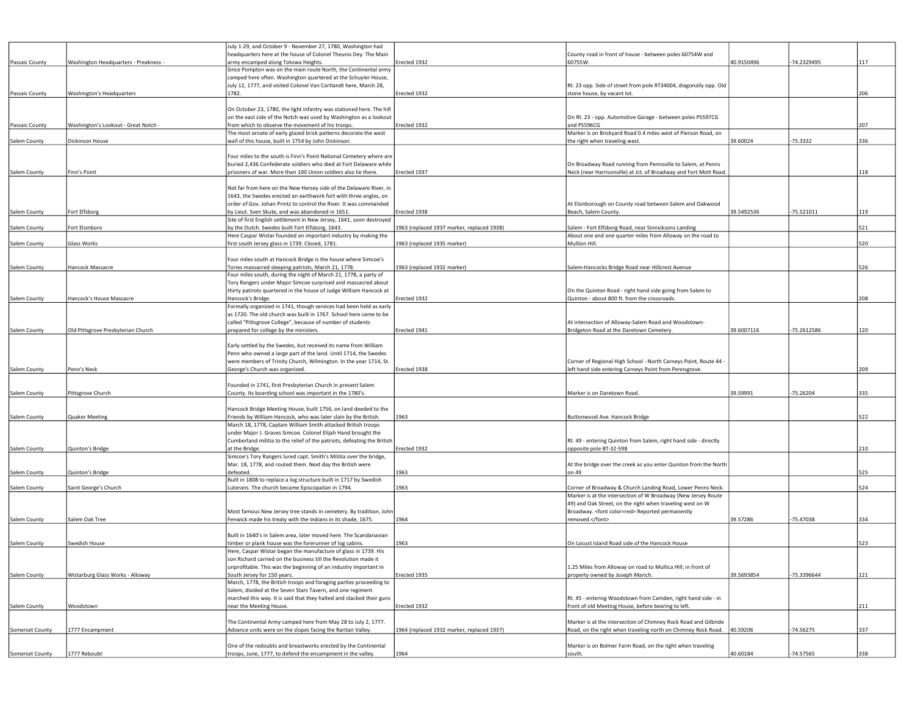| | | | | | | | |
|---|---|---|---|---|---|---|---|
| Passaic County | Washington Headquarters - Preakness - | July 1-29, and October 9 - November 27, 1780, Washington had headquarters here at the house of Colonel Theunis Dey. The Main army encamped along Totowa Heights. | Erected 1932 | County road in front of house - between poles 60754W and 60755W. | 40.9150496 | -74.2329495 | 117 |
| Passaic County | Washington's Headquarters | Since Pompton was on the main route North, the Continental army camped here often. Washington quartered at the Schuyler House, July 12, 1777, and visited Colonel Van Cortlandt here, March 28, 1782. | Erected 1932 | Rt. 23 opp. Side of street from pole RT34004, diagonally opp. Old stone house, by vacant lot. | | | 206 |
| Passaic County | Washington's Lookout - Great Notch - | On October 23, 1780, the light infantry was stationed here. The hill on the east side of the Notch was used by Washington as a lookout from which to observe the movement of his troops. | Erected 1932 | On Rt. 23 - opp. Automotive Garage - between poles PS597CG and PS596CG | | | 207 |
| Salem County | Dickinson House | The most ornate of early glazed brick patterns decorate the west wall of this house, built in 1754 by John Dickinson. | | Marker is on Brickyard Road 0.4 miles west of Pierson Road, on the right when traveling west. | 39.60024 | -75.3332 | 336 |
| Salem County | Finn's Point | Four miles to the south is Finn's Point National Cemetery where are buried 2,436 Confederate soldiers who died at Fort Delaware while prisoners of war. More than 100 Union soldiers also lie there. | Erected 1937 | On Broadway Road running from Pennsville to Salem, at Penns Neck (near Harrisonville) at Jct. of Broadway and Fort Mott Road. | | | 118 |
| Salem County | Fort Elfsborg | Not far from here on the New Hersey side of the Delaware River, in 1643, the Swedes erected an earthwork fort with three angles, on order of Gov. Johan Printz to control the River. It was commanded by Lieut. Sven Skute, and was abandoned in 1651. | Erected 1938 | At Elsinborough on County road between Salem and Oakwood Beach, Salem County. | 39.5492536 | -75.521011 | 119 |
| Salem County | Fort Elsinboro | Site of first English settlement in New Jersey, 1641, soon destroyed by the Dutch. Swedes built Fort Elfsborg, 1643. | 1963 (replaced 1937 marker, replaced 1938) | Salem - Fort Elfsborg Road, near Sinnicksons Landing | | | 521 |
| Salem County | Glass Works | Here Caspar Wistar founded an important industry by making the first south Jersey glass in 1739. Closed, 1781. | 1963 (replaced 1935 marker) | About one and one quarter miles from Alloway on the road to Mullion Hill. | | | 520 |
| Salem County | Hancock Massacre | Four miles south at Hancock Bridge is the house where Simcoe's Tories massacred sleeping patriots, March 21, 1778. | 1963 (replaced 1932 marker) | Salem-Hancocks Bridge Road near Hillcrest Avenue | | | 526 |
| Salem County | Hancock's House Massacre | Four miles south, during the night of March 21, 1778, a party of Tory Rangers under Major Simcoe surprised and massacred about thirty patirots quartered in the house of Judge William Hancock at Hancock's Bridge. | Erected 1932 | On the Quinton Road - right hand side going from Salem to Quinton - about 800 ft. from the crossroads. | | | 208 |
| Salem County | Old Pittsgrove Presbyterian Church | Formally organized in 1741, though services had been held as early as 1720. The old church was built in 1767. School here came to be called "Pittsgrove College", because of number of students prepared for college by the ministers. | Erected 1941 | At intersection of Alloway-Salem Road and Woodstown-Bridgeton Road at the Daretown Cemetery. | 39.6007116 | -75.2612586 | 120 |
| Salem County | Penn's Neck | Early settled by the Swedes, but received its name from William Penn who owned a large part of the land. Until 1714, the Swedes were members of Trinity Church, Wilmington. In the year 1714, St. George's Church was organized. | Erected 1938 | Corner of Regional High School - North Carneys Point, Route 44 - left hand side entering Carneys Point from Pennsgrove. | | | 209 |
| Salem County | Pittsgrove Church | Founded in 1741, first Presbyterian Church in present Salem County. Its boarding school was important in the 1780's. | | Marker is on Daretown Road. | 39.59991 | -75.26204 | 335 |
| Salem County | Quaker Meeting | Hancock Bridge Meeting House, built 1756, on land deeded to the Friends by William Hancock, who was later slain by the British. | 1963 | Buttonwood Ave. Hancock Bridge | | | 522 |
| Salem County | Quinton's Bridge | March 18, 1778, Captain William Smith attacked British troops under Major J. Graves Simcoe. Colonel Elijah Hand brought the Cumberland militia to the relief of the patriots, defeating the British at the Bridge. | Erected 1932 | Rt. 49 - entering Quinton from Salem, right hand side - directly opposite pole BT-32-598 | | | 210 |
| Salem County | Quinton's Bridge | Simcoe's Tory Rangers lured capt. Smith's Militia over the bridge, Mar. 18, 1778, and routed them. Next day the British were defeated. | 1963 | At the bridge over the creek as you enter Quinton from the North on 49 | | | 525 |
| Salem County | Saint George's Church | Built in 1808 to replace a log structure built in 1717 by Swedish Luterans. The church became Episcopalian in 1794. | 1963 | Corner of Broadway & Church Landing Road, Lower Penns Neck. | | | 524 |
| Salem County | Salem Oak Tree | Most famous New Jersey tree stands in cemetery. By tradition, John Fenwick made his treaty with the Indians in its shade, 1675. | 1964 | Marker is at the intersection of W Broadway (New Jersey Route 49) and Oak Street, on the right when traveling west on W Broadway. <font color=red> Reported permanently removed.</font> | 39.57286 | -75.47038 | 334 |
| Salem County | Swedish House | Built in 1640's in Salem area, later moved here. The Scandanavian timber or plank house was the forerunner of log cabins. | 1963 | On Locust Island Road side of the Hancock House | | | 523 |
| Salem County | Wistarburg Glass Works - Alloway | Here, Caspar Wistar began the manufacture of glass in 1739. His son Richard carried on the business till the Revolution made it unprofitable. This was the beginning of an industry important in South Jersey for 150 years. | Erected 1935 | 1.25 Miles from Alloway on road to Mullica Hill; in front of property owned by Joseph Marich. | 39.5693854 | -75.3396644 | 121 |
| Salem County | Woodstown | March, 1778, the British troops and foraging parties proceeding to Salem, divided at the Seven Stars Tavern, and one regiment marched this way. It is said that they halted and stacked their guns near the Meeting House. | Erected 1932 | Rt. 45 - entering Woodstown from Camden, right hand side - in front of old Meeting House, before bearing to left. | | | 211 |
| Somerset County | 1777 Encampment | The Continental Army camped here from May 28 to July 2, 1777. Advance units were on the slopes facing the Raritan Valley. | 1964 (replaced 1932 marker, replaced 1937) | Marker is at the intersection of Chimney Rock Road and Gilbride Road, on the right when traveling north on Chimney Rock Road. | 40.59206 | -74.56275 | 337 |
| Somerset County | 1777 Reboubt | One of the redoubts and breastworks erected by the Continental troops, June, 1777, to defend the encampment in the valley. | 1964 | Marker is on Bolmer Farm Road, on the right when traveling south. | 40.60184 | -74.57565 | 338 |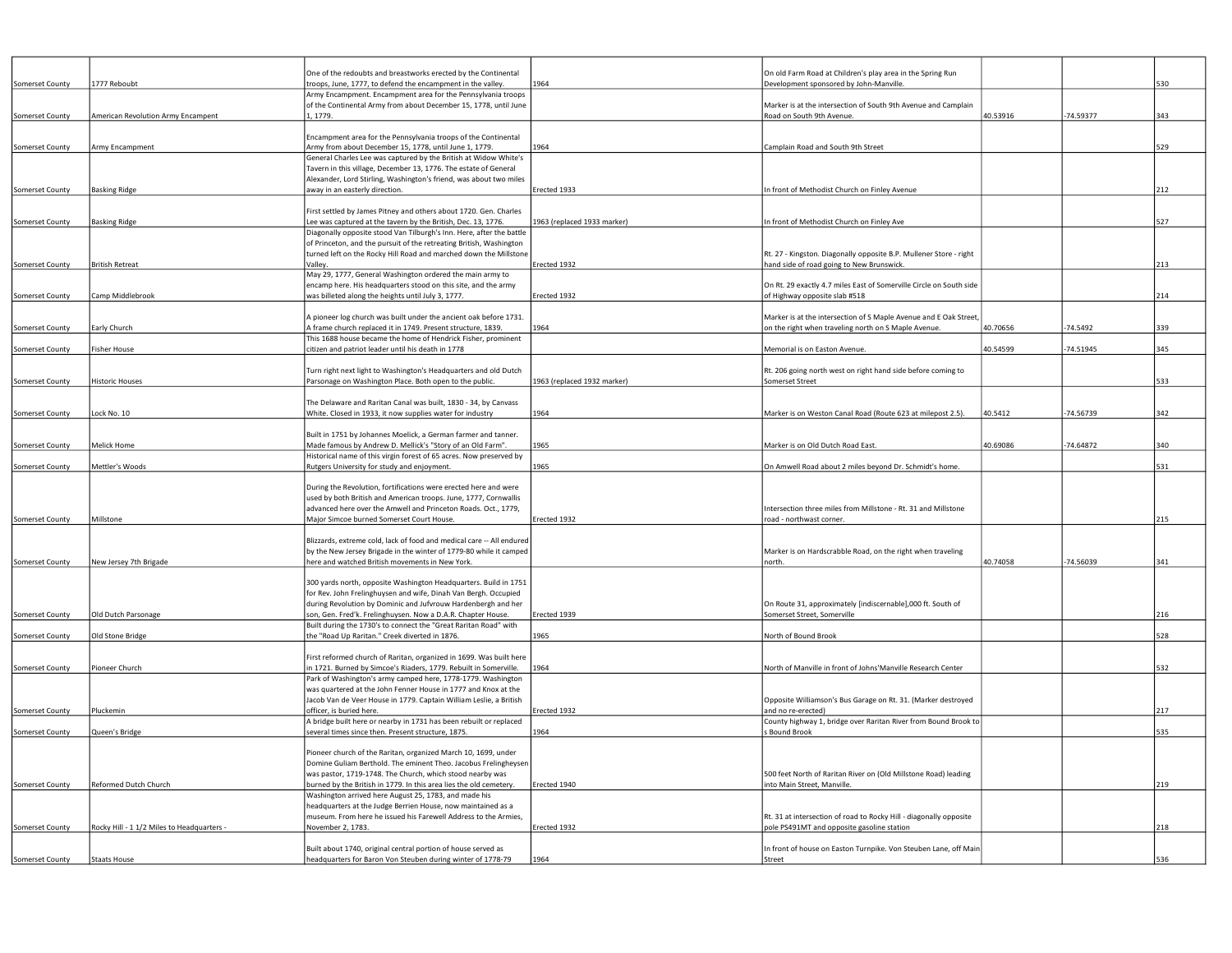| | | | | | | | |
|---|---|---|---|---|---|---|---|
| Somerset County | 1777 Reboubt | One of the redoubts and breastworks erected by the Continental troops, June, 1777, to defend the encampment in the valley. | 1964 | On old Farm Road at Children's play area in the Spring Run Development sponsored by John-Manville. | | | 530 |
| Somerset County | American Revolution Army Encampent | Army Encampment. Encampment area for the Pennsylvania troops of the Continental Army from about December 15, 1778, until June 1, 1779. | | Marker is at the intersection of South 9th Avenue and Camplain Road on South 9th Avenue. | 40.53916 | -74.59377 | 343 |
| Somerset County | Army Encampment | Encampment area for the Pennsylvania troops of the Continental Army from about December 15, 1778, until June 1, 1779. | 1964 | Camplain Road and South 9th Street | | | 529 |
| Somerset County | Basking Ridge | General Charles Lee was captured by the British at Widow White's Tavern in this village, December 13, 1776. The estate of General Alexander, Lord Stirling, Washington's friend, was about two miles away in an easterly direction. | Erected 1933 | In front of Methodist Church on Finley Avenue | | | 212 |
| Somerset County | Basking Ridge | First settled by James Pitney and others about 1720. Gen. Charles Lee was captured at the tavern by the British, Dec. 13, 1776. | 1963 (replaced 1933 marker) | In front of Methodist Church on Finley Ave | | | 527 |
| Somerset County | British Retreat | Diagonally opposite stood Van Tilburgh's Inn. Here, after the battle of Princeton, and the pursuit of the retreating British, Washington turned left on the Rocky Hill Road and marched down the Millstone Valley. | Erected 1932 | Rt. 27 - Kingston. Diagonally opposite B.P. Mullener Store - right hand side of road going to New Brunswick. | | | 213 |
| Somerset County | Camp Middlebrook | May 29, 1777, General Washington ordered the main army to encamp here. His headquarters stood on this site, and the army was billeted along the heights until July 3, 1777. | Erected 1932 | On Rt. 29 exactly 4.7 miles East of Somerville Circle on South side of Highway opposite slab #518 | | | 214 |
| Somerset County | Early Church | A pioneer log church was built under the ancient oak before 1731. A frame church replaced it in 1749. Present structure, 1839. | 1964 | Marker is at the intersection of S Maple Avenue and E Oak Street, on the right when traveling north on S Maple Avenue. | 40.70656 | -74.5492 | 339 |
| Somerset County | Fisher House | This 1688 house became the home of Hendrick Fisher, prominent citizen and patriot leader until his death in 1778 | | Memorial is on Easton Avenue. | 40.54599 | -74.51945 | 345 |
| Somerset County | Historic Houses | Turn right next light to Washington's Headquarters and old Dutch Parsonage on Washington Place. Both open to the public. | 1963 (replaced 1932 marker) | Rt. 206 going north west on right hand side before coming to Somerset Street | | | 533 |
| Somerset County | Lock No. 10 | The Delaware and Raritan Canal was built, 1830 - 34, by Canvass White. Closed in 1933, it now supplies water for industry | 1964 | Marker is on Weston Canal Road (Route 623 at milepost 2.5). | 40.5412 | -74.56739 | 342 |
| Somerset County | Melick Home | Built in 1751 by Johannes Moelick, a German farmer and tanner. Made famous by Andrew D. Mellick's "Story of an Old Farm". | 1965 | Marker is on Old Dutch Road East. | 40.69086 | -74.64872 | 340 |
| Somerset County | Mettler's Woods | Historical name of this virgin forest of 65 acres. Now preserved by Rutgers University for study and enjoyment. | 1965 | On Amwell Road about 2 miles beyond Dr. Schmidt's home. | | | 531 |
| Somerset County | Millstone | During the Revolution, fortifications were erected here and were used by both British and American troops. June, 1777, Cornwallis advanced here over the Amwell and Princeton Roads. Oct., 1779, Major Simcoe burned Somerset Court House. | Erected 1932 | Intersection three miles from Millstone - Rt. 31 and Millstone road - northwest corner. | | | 215 |
| Somerset County | New Jersey 7th Brigade | Blizzards, extreme cold, lack of food and medical care -- All endured by the New Jersey Brigade in the winter of 1779-80 while it camped here and watched British movements in New York. | | Marker is on Hardscrabble Road, on the right when traveling north. | 40.74058 | -74.56039 | 341 |
| Somerset County | Old Dutch Parsonage | 300 yards north, opposite Washington Headquarters. Build in 1751 for Rev. John Frelinghuysen and wife, Dinah Van Bergh. Occupied during Revolution by Dominic and Jufvrouw Hardenbergh and her son, Gen. Fred'k. Frelinghuysen. Now a D.A.R. Chapter House. | Erected 1939 | On Route 31, approximately [indiscernable],000 ft. South of Somerset Street, Somerville | | | 216 |
| Somerset County | Old Stone Bridge | Built during the 1730's to connect the "Great Raritan Road" with the "Road Up Raritan." Creek diverted in 1876. | 1965 | North of Bound Brook | | | 528 |
| Somerset County | Pioneer Church | First reformed church of Raritan, organized in 1699. Was built here in 1721. Burned by Simcoe's Riaders, 1779. Rebuilt in Somerville. | 1964 | North of Manville in front of Johns'Manville Research Center | | | 532 |
| Somerset County | Pluckemin | Park of Washington's army camped here, 1778-1779. Washington was quartered at the John Fenner House in 1777 and Knox at the Jacob Van de Veer House in 1779. Captain William Leslie, a British officer, is buried here. | Erected 1932 | Opposite Williamson's Bus Garage on Rt. 31. (Marker destroyed and no re-erected) | | | 217 |
| Somerset County | Queen's Bridge | A bridge built here or nearby in 1731 has been rebuilt or replaced several times since then. Present structure, 1875. | 1964 | County highway 1, bridge over Raritan River from Bound Brook to s Bound Brook | | | 535 |
| Somerset County | Reformed Dutch Church | Pioneer church of the Raritan, organized March 10, 1699, under Domine Guliam Berthold. The eminent Theo. Jacobus Frelingheysen was pastor, 1719-1748. The Church, which stood nearby was burned by the British in 1779. In this area lies the old cemetery. | Erected 1940 | 500 feet North of Raritan River on (Old Millstone Road) leading into Main Street, Manville. | | | 219 |
| Somerset County | Rocky Hill - 1 1/2 Miles to Headquarters - | Washington arrived here August 25, 1783, and made his headquarters at the Judge Berrien House, now maintained as a museum. From here he issued his Farewell Address to the Armies, November 2, 1783. | Erected 1932 | Rt. 31 at intersection of road to Rocky Hill - diagonally opposite pole PS491MT and opposite gasoline station | | | 218 |
| Somerset County | Staats House | Built about 1740, original central portion of house served as headquarters for Baron Von Steuben during winter of 1778-79 | 1964 | In front of house on Easton Turnpike. Von Steuben Lane, off Main Street | | | 536 |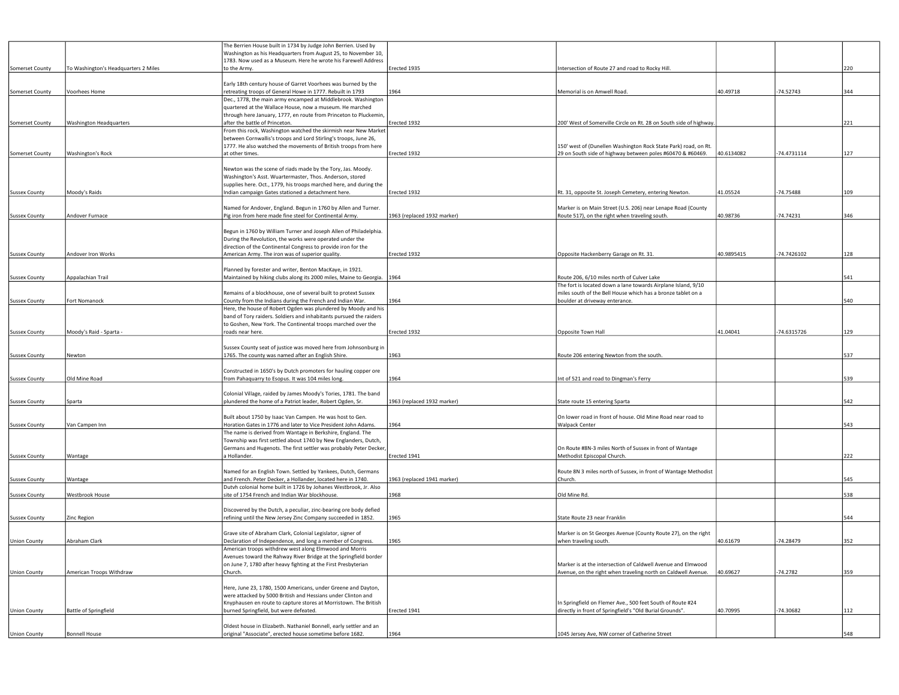| | | | | | | | |
|---|---|---|---|---|---|---|---|
| Somerset County | To Washington's Headquarters 2 Miles | The Berrien House built in 1734 by Judge John Berrien. Used by Washington as his Headquarters from August 25, to November 10, 1783. Now used as a Museum. Here he wrote his Farewell Address to the Army. | Erected 1935 | Intersection of Route 27 and road to Rocky Hill. | | | 220 |
| Somerset County | Voorhees Home | Early 18th century house of Garret Voorhees was burned by the retreating troops of General Howe in 1777. Rebuilt in 1793 | 1964 | Memorial is on Amwell Road. | 40.49718 | -74.52743 | 344 |
| Somerset County | Washington Headquarters | Dec., 1778, the main army encamped at Middlebrook. Washington quartered at the Wallace House, now a museum. He marched through here January, 1777, en route from Princeton to Pluckemin, after the battle of Princeton. | Erected 1932 | 200' West of Somerville Circle on Rt. 28 on South side of highway. | | | 221 |
| Somerset County | Washington's Rock | From this rock, Washington watched the skirmish near New Market between Cornwallis's troops and Lord Stirling's troops, June 26, 1777. He also watched the movements of British troops from here at other times. | Erected 1932 | 150' west of (Dunellen Washington Rock State Park) road, on Rt. 29 on South side of highway between poles #60470 & #60469. | 40.6134082 | -74.4731114 | 127 |
| Sussex County | Moody's Raids | Newton was the scene of riads made by the Tory, Jas. Moody. Washington's Asst. Wuartermaster, Thos. Anderson, stored supplies here. Oct., 1779, his troops marched here, and during the Indian campaign Gates stationed a detachment here. | Erected 1932 | Rt. 31, opposite St. Joseph Cemetery, entering Newton. | 41.05524 | -74.75488 | 109 |
| Sussex County | Andover Furnace | Named for Andover, England. Begun in 1760 by Allen and Turner. Pig iron from here made fine steel for Continental Army. | 1963 (replaced 1932 marker) | Marker is on Main Street (U.S. 206) near Lenape Road (County Route 517), on the right when traveling south. | 40.98736 | -74.74231 | 346 |
| Sussex County | Andover Iron Works | Begun in 1760 by William Turner and Joseph Allen of Philadelphia. During the Revolution, the works were operated under the direction of the Continental Congress to provide iron for the American Army. The iron was of superior quality. | Erected 1932 | Opposite Hackenberry Garage on Rt. 31. | 40.9895415 | -74.7426102 | 128 |
| Sussex County | Appalachian Trail | Planned by forester and writer, Benton MacKaye, in 1921. Maintained by hiking clubs along its 2000 miles, Maine to Georgia. | 1964 | Route 206, 6/10 miles north of Culver Lake | | | 541 |
| Sussex County | Fort Nomanock | Remains of a blockhouse, one of several built to protect Sussex County from the Indians during the French and Indian War. | 1964 | The fort is located down a lane towards Airplane Island, 9/10 miles south of the Bell House which has a bronze tablet on a boulder at driveway enterance. | | | 540 |
| Sussex County | Moody's Raid - Sparta - | Here, the house of Robert Ogden was plundered by Moody and his band of Tory raiders. Soldiers and inhabitants pursued the raiders to Goshen, New York. The Continental troops marched over the roads near here. | Erected 1932 | Opposite Town Hall | 41.04041 | -74.6315726 | 129 |
| Sussex County | Newton | Sussex County seat of justice was moved here from Johnsonburg in 1765. The county was named after an English Shire. | 1963 | Route 206 entering Newton from the south. | | | 537 |
| Sussex County | Old Mine Road | Constructed in 1650's by Dutch promoters for hauling copper ore from Pahaquarry to Esopus. It was 104 miles long. | 1964 | Int of 521 and road to Dingman's Ferry | | | 539 |
| Sussex County | Sparta | Colonial Village, raided by James Moody's Tories, 1781. The band plundered the home of a Patriot leader, Robert Ogden, Sr. | 1963 (replaced 1932 marker) | State route 15 entering Sparta | | | 542 |
| Sussex County | Van Campen Inn | Built about 1750 by Isaac Van Campen. He was host to Gen. Horation Gates in 1776 and later to Vice President John Adams. | 1964 | On lower road in front of house. Old Mine Road near road to Walpack Center | | | 543 |
| Sussex County | Wantage | The name is derived from Wantage in Berkshire, England. The Township was first settled about 1740 by New Englanders, Dutch, Germans and Hugenots. The first settler was probably Peter Decker, a Hollander. | Erected 1941 | On Route #8N-3 miles North of Sussex in front of Wantage Methodist Episcopal Church. | | | 222 |
| Sussex County | Wantage | Named for an English Town. Settled by Yankees, Dutch, Germans and French. Peter Decker, a Hollander, located here in 1740. | 1963 (replaced 1941 marker) | Route 8N 3 miles north of Sussex, in front of Wantage Methodist Church. | | | 545 |
| Sussex County | Westbrook House | Dutvh colonial home built in 1726 by Johanes Westbrook, Jr. Also site of 1754 French and Indian War blockhouse. | 1968 | Old Mine Rd. | | | 538 |
| Sussex County | Zinc Region | Discovered by the Dutch, a peculiar, zinc-bearing ore body defied refining until the New Jersey Zinc Company succeeded in 1852. | 1965 | State Route 23 near Franklin | | | 544 |
| Union County | Abraham Clark | Grave site of Abraham Clark, Colonial Legislator, signer of Declaration of Independence, and long a member of Congress. | 1965 | Marker is on St Georges Avenue (County Route 27), on the right when traveling south. | 40.61679 | -74.28479 | 352 |
| Union County | American Troops Withdraw | American troops withdrew west along Elmwood and Morris Avenues toward the Rahway River Bridge at the Springfield border on June 7, 1780 after heavy fighting at the First Presbyterian Church. | | Marker is at the intersection of Caldwell Avenue and Elmwood Avenue, on the right when traveling north on Caldwell Avenue. | 40.69627 | -74.2782 | 359 |
| Union County | Battle of Springfield | Here, June 23, 1780, 1500 Americans, under Greene and Dayton, were attacked by 5000 British and Hessians under Clinton and Knyphausen en route to capture stores at Morristown. The British burned Springfield, but were defeated. | Erected 1941 | In Springfield on Flemer Ave., 500 feet South of Route #24 directly in front of Springfield's "Old Burial Grounds". | 40.70995 | -74.30682 | 112 |
| Union County | Bonnell House | Oldest house in Elizabeth. Nathaniel Bonnell, early settler and an original "Associate", erected house sometime before 1682. | 1964 | 1045 Jersey Ave, NW corner of Catherine Street | | | 548 |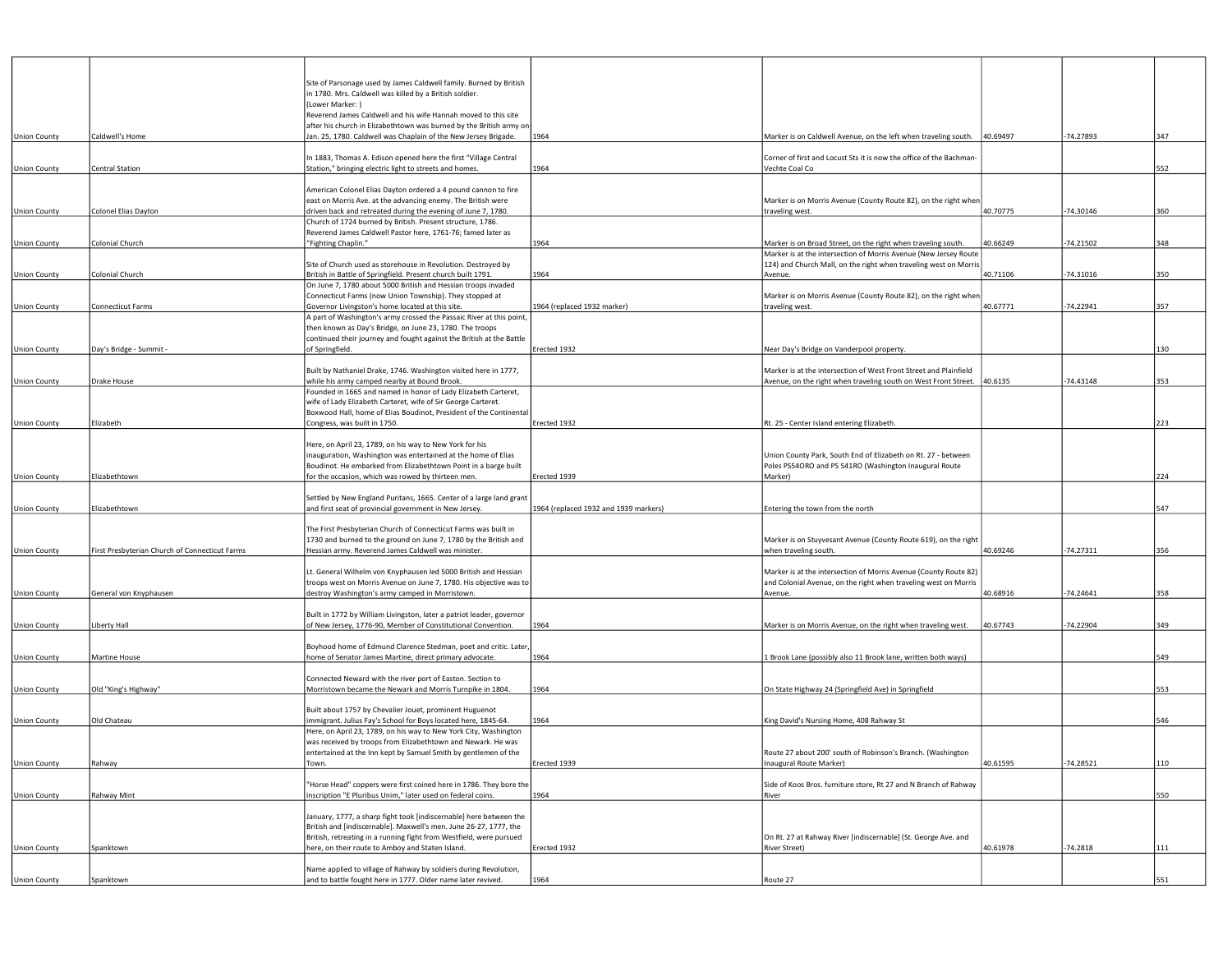| | | | | | | | |
|---|---|---|---|---|---|---|---|
| Union County | Caldwell's Home | Site of Parsonage used by James Caldwell family. Burned by British in 1780. Mrs. Caldwell was killed by a British soldier. (Lower Marker: ) Reverend James Caldwell and his wife Hannah moved to this site after his church in Elizabethtown was burned by the British army on Jan. 25, 1780. Caldwell was Chaplain of the New Jersey Brigade. | 1964 | Marker is on Caldwell Avenue, on the left when traveling south. | 40.69497 | -74.27893 | 347 |
| Union County | Central Station | In 1883, Thomas A. Edison opened here the first "Village Central Station," bringing electric light to streets and homes. | 1964 | Corner of first and Locust Sts it is now the office of the Bachman-Vechte Coal Co | | | 552 |
| Union County | Colonel Elias Dayton | American Colonel Elias Dayton ordered a 4 pound cannon to fire east on Morris Ave. at the advancing enemy. The British were driven back and retreated during the evening of June 7, 1780. | | Marker is on Morris Avenue (County Route 82), on the right when traveling west. | 40.70775 | -74.30146 | 360 |
| Union County | Colonial Church | Church of 1724 burned by British. Present structure, 1786. Reverend James Caldwell Pastor here, 1761-76; famed later as "Fighting Chaplin." | 1964 | Marker is on Broad Street, on the right when traveling south. | 40.66249 | -74.21502 | 348 |
| Union County | Colonial Church | Site of Church used as storehouse in Revolution. Destroyed by British in Battle of Springfield. Present church built 1791. | 1964 | Marker is at the intersection of Morris Avenue (New Jersey Route 124) and Church Mall, on the right when traveling west on Morris Avenue. | 40.71106 | -74.31016 | 350 |
| Union County | Connecticut Farms | On June 7, 1780 about 5000 British and Hessian troops invaded Connecticut Farms (now Union Township). They stopped at Governor Livingston's home located at this site. | 1964 (replaced 1932 marker) | Marker is on Morris Avenue (County Route 82), on the right when traveling west. | 40.67771 | -74.22941 | 357 |
| Union County | Day's Bridge - Summit - | A part of Washington's army crossed the Passaic River at this point, then known as Day's Bridge, on June 23, 1780. The troops continued their journey and fought against the British at the Battle of Springfield. | Erected 1932 | Near Day's Bridge on Vanderpool property. | | | 130 |
| Union County | Drake House | Built by Nathaniel Drake, 1746. Washington visited here in 1777, while his army camped nearby at Bound Brook. | | Marker is at the intersection of West Front Street and Plainfield Avenue, on the right when traveling south on West Front Street. | 40.6135 | -74.43148 | 353 |
| Union County | Elizabeth | Founded in 1665 and named in honor of Lady Elizabeth Carteret, wife of Lady Elizabeth Carteret, wife of Sir George Carteret. Boxwood Hall, home of Elias Boudinot, President of the Continental Congress, was built in 1750. | Erected 1932 | Rt. 25 - Center Island entering Elizabeth. | | | 223 |
| Union County | Elizabethtown | Here, on April 23, 1789, on his way to New York for his inauguration, Washington was entertained at the home of Elias Boudinot. He embarked from Elizabethtown Point in a barge built for the occasion, which was rowed by thirteen men. | Erected 1939 | Union County Park, South End of Elizabeth on Rt. 27 - between Poles PS54ORO and PS 541RO (Washington Inaugural Route Marker) | | | 224 |
| Union County | Elizabethtown | Settled by New England Puritans, 1665. Center of a large land grant and first seat of provincial government in New Jersey. | 1964 (replaced 1932 and 1939 markers) | Entering the town from the north | | | 547 |
| Union County | First Presbyterian Church of Connecticut Farms | The First Presbyterian Church of Connecticut Farms was built in 1730 and burned to the ground on June 7, 1780 by the British and Hessian army. Reverend James Caldwell was minister. | | Marker is on Stuyvesant Avenue (County Route 619), on the right when traveling south. | 40.69246 | -74.27311 | 356 |
| Union County | General von Knyphausen | Lt. General Wilhelm von Knyphausen led 5000 British and Hessian troops west on Morris Avenue on June 7, 1780. His objective was to destroy Washington's army camped in Morristown. | | Marker is at the intersection of Morris Avenue (County Route 82) and Colonial Avenue, on the right when traveling west on Morris Avenue. | 40.68916 | -74.24641 | 358 |
| Union County | Liberty Hall | Built in 1772 by William Livingston, later a patriot leader, governor of New Jersey, 1776-90, Member of Constitutional Convention. | 1964 | Marker is on Morris Avenue, on the right when traveling west. | 40.67743 | -74.22904 | 349 |
| Union County | Martine House | Boyhood home of Edmund Clarence Stedman, poet and critic. Later, home of Senator James Martine, direct primary advocate. | 1964 | 1 Brook Lane (possibly also 11 Brook lane, written both ways) | | | 549 |
| Union County | Old "King's Highway" | Connected Neward with the river port of Easton. Section to Morristown became the Newark and Morris Turnpike in 1804. | 1964 | On State Highway 24 (Springfield Ave) in Springfield | | | 553 |
| Union County | Old Chateau | Built about 1757 by Chevalier Jouet, prominent Huguenot immigrant. Julius Fay's School for Boys located here, 1845-64. | 1964 | King David's Nursing Home, 408 Rahway St | | | 546 |
| Union County | Rahway | Here, on April 23, 1789, on his way to New York City, Washington was received by troops from Elizabethtown and Newark. He was entertained at the Inn kept by Samuel Smith by gentlemen of the Town. | Erected 1939 | Route 27 about 200' south of Robinson's Branch. (Washington Inaugural Route Marker) | 40.61595 | -74.28521 | 110 |
| Union County | Rahway Mint | "Horse Head" coppers were first coined here in 1786. They bore the inscription "E Pluribus Unim," later used on federal coins. | 1964 | Side of Koos Bros. furniture store, Rt 27 and N Branch of Rahway River | | | 550 |
| Union County | Spanktown | January, 1777, a sharp fight took [indiscernable] here between the British and [indiscernable]. Maxwell's men. June 26-27, 1777, the British, retreating in a running fight from Westfield, were pursued here, on their route to Amboy and Staten Island. | Erected 1932 | On Rt. 27 at Rahway River [indiscernable] (St. George Ave. and River Street) | 40.61978 | -74.2818 | 111 |
| Union County | Spanktown | Name applied to village of Rahway by soldiers during Revolution, and to battle fought here in 1777. Older name later revived. | 1964 | Route 27 | | | 551 |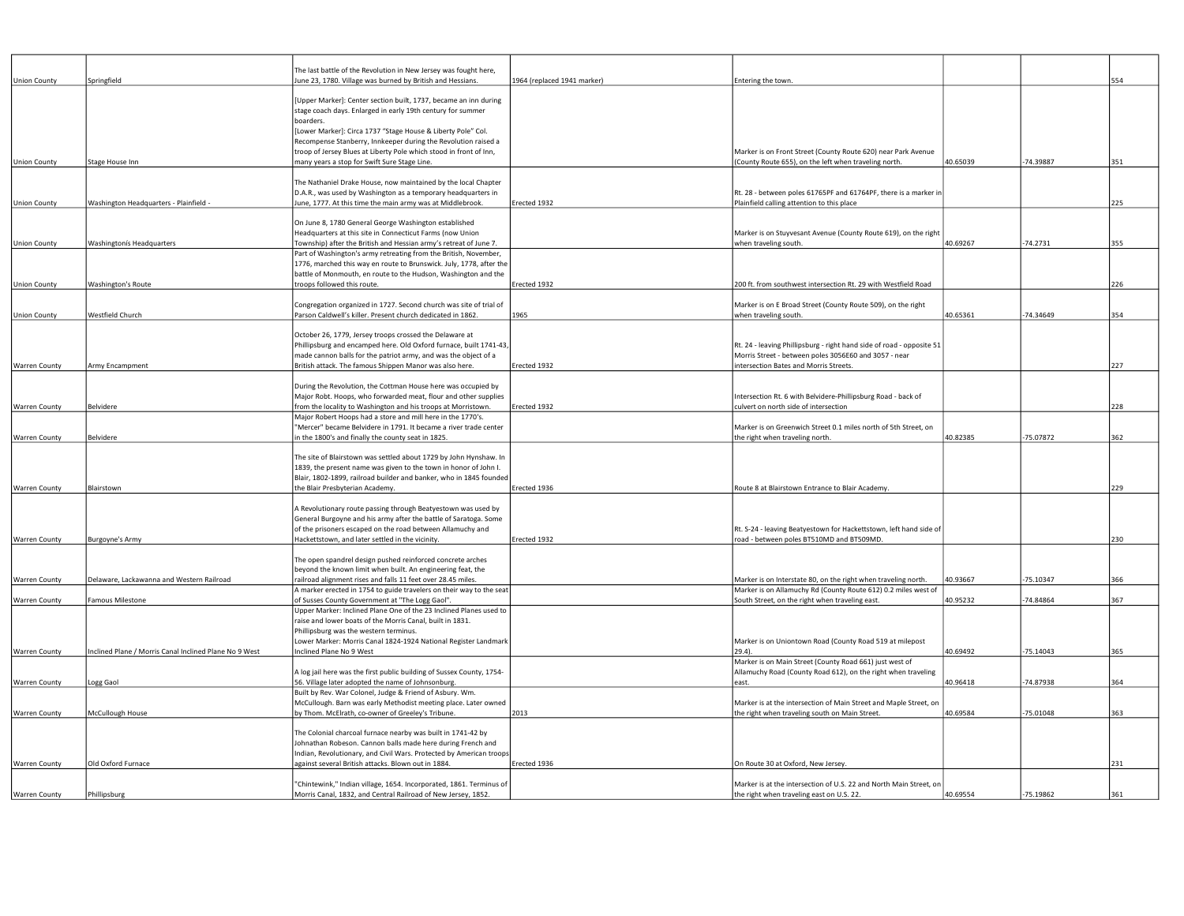| | | | | | | | |
|---|---|---|---|---|---|---|---|
| Union County | Springfield | The last battle of the Revolution in New Jersey was fought here, June 23, 1780. Village was burned by British and Hessians. | 1964 (replaced 1941 marker) | Entering the town. | | | 554 |
| Union County | Stage House Inn | [Upper Marker]: Center section built, 1737, became an inn during stage coach days. Enlarged in early 19th century for summer boarders. [Lower Marker]: Circa 1737 "Stage House & Liberty Pole" Col. Recompense Stanberry, Innkeeper during the Revolution raised a troop of Jersey Blues at Liberty Pole which stood in front of Inn, many years a stop for Swift Sure Stage Line. | | Marker is on Front Street (County Route 620) near Park Avenue (County Route 655), on the left when traveling north. | 40.65039 | -74.39887 | 351 |
| Union County | Washington Headquarters - Plainfield - | The Nathaniel Drake House, now maintained by the local Chapter D.A.R., was used by Washington as a temporary headquarters in June, 1777. At this time the main army was at Middlebrook. | Erected 1932 | Rt. 28 - between poles 61765PF and 61764PF, there is a marker in Plainfield calling attention to this place | | | 225 |
| Union County | Washingtonís Headquarters | On June 8, 1780 General George Washington established Headquarters at this site in Connecticut Farms (now Union Township) after the British and Hessian army's retreat of June 7. | | Marker is on Stuyvesant Avenue (County Route 619), on the right when traveling south. | 40.69267 | -74.2731 | 355 |
| Union County | Washington's Route | Part of Washington's army retreating from the British, November, 1776, marched this way en route to Brunswick. July, 1778, after the battle of Monmouth, en route to the Hudson, Washington and the troops followed this route. | Erected 1932 | 200 ft. from southwest intersection Rt. 29 with Westfield Road | | | 226 |
| Union County | Westfield Church | Congregation organized in 1727. Second church was site of trial of Parson Caldwell's killer. Present church dedicated in 1862. | 1965 | Marker is on E Broad Street (County Route 509), on the right when traveling south. | 40.65361 | -74.34649 | 354 |
| Warren County | Army Encampment | October 26, 1779, Jersey troops crossed the Delaware at Phillipsburg and encamped here. Old Oxford furnace, built 1741-43, made cannon balls for the patriot army, and was the object of a British attack. The famous Shippen Manor was also here. | Erected 1932 | Rt. 24 - leaving Phillipsburg - right hand side of road - opposite 51 Morris Street - between poles 3056E60 and 3057 - near intersection Bates and Morris Streets. | | | 227 |
| Warren County | Belvidere | During the Revolution, the Cottman House here was occupied by Major Robt. Hoops, who forwarded meat, flour and other supplies from the locality to Washington and his troops at Morristown. | Erected 1932 | Intersection Rt. 6 with Belvidere-Phillipsburg Road - back of culvert on north side of intersection | | | 228 |
| Warren County | Belvidere | Major Robert Hoops had a store and mill here in the 1770's. "Mercer" became Belvidere in 1791. It became a river trade center in the 1800's and finally the county seat in 1825. | | Marker is on Greenwich Street 0.1 miles north of 5th Street, on the right when traveling north. | 40.82385 | -75.07872 | 362 |
| Warren County | Blairstown | The site of Blairstown was settled about 1729 by John Hynshaw. In 1839, the present name was given to the town in honor of John I. Blair, 1802-1899, railroad builder and banker, who in 1845 founded the Blair Presbyterian Academy. | Erected 1936 | Route 8 at Blairstown Entrance to Blair Academy. | | | 229 |
| Warren County | Burgoyne's Army | A Revolutionary route passing through Beatyestown was used by General Burgoyne and his army after the battle of Saratoga. Some of the prisoners escaped on the road between Allamuchy and Hackettstown, and later settled in the vicinity. | Erected 1932 | Rt. S-24 - leaving Beatyestown for Hackettstown, left hand side of road - between poles BT510MD and BT509MD. | | | 230 |
| Warren County | Delaware, Lackawanna and Western Railroad | The open spandrel design pushed reinforced concrete arches beyond the known limit when built. An engineering feat, the railroad alignment rises and falls 11 feet over 28.45 miles. | | Marker is on Interstate 80, on the right when traveling north. | 40.93667 | -75.10347 | 366 |
| Warren County | Famous Milestone | A marker erected in 1754 to guide travelers on their way to the seat of Susses County Government at "The Logg Gaol". | | Marker is on Allamuchy Rd (County Route 612) 0.2 miles west of South Street, on the right when traveling east. | 40.95232 | -74.84864 | 367 |
| Warren County | Inclined Plane / Morris Canal Inclined Plane No 9 West | Upper Marker: Inclined Plane One of the 23 Inclined Planes used to raise and lower boats of the Morris Canal, built in 1831. Phillipsburg was the western terminus. Lower Marker: Morris Canal 1824-1924 National Register Landmark Inclined Plane No 9 West | | Marker is on Uniontown Road (County Road 519 at milepost 29.4). | 40.69492 | -75.14043 | 365 |
| Warren County | Logg Gaol | A log jail here was the first public building of Sussex County, 1754-56. Village later adopted the name of Johnsonburg. | | Marker is on Main Street (County Road 661) just west of Allamuchy Road (County Road 612), on the right when traveling east. | 40.96418 | -74.87938 | 364 |
| Warren County | McCullough House | Built by Rev. War Colonel, Judge & Friend of Asbury. Wm. McCullough. Barn was early Methodist meeting place. Later owned by Thom. McElrath, co-owner of Greeley's Tribune. | 2013 | Marker is at the intersection of Main Street and Maple Street, on the right when traveling south on Main Street. | 40.69584 | -75.01048 | 363 |
| Warren County | Old Oxford Furnace | The Colonial charcoal furnace nearby was built in 1741-42 by Johnathan Robeson. Cannon balls made here during French and Indian, Revolutionary, and Civil Wars. Protected by American troops against several British attacks. Blown out in 1884. | Erected 1936 | On Route 30 at Oxford, New Jersey. | | | 231 |
| Warren County | Phillipsburg | "Chintewink," Indian village, 1654. Incorporated, 1861. Terminus of Morris Canal, 1832, and Central Railroad of New Jersey, 1852. | | Marker is at the intersection of U.S. 22 and North Main Street, on the right when traveling east on U.S. 22. | 40.69554 | -75.19862 | 361 |